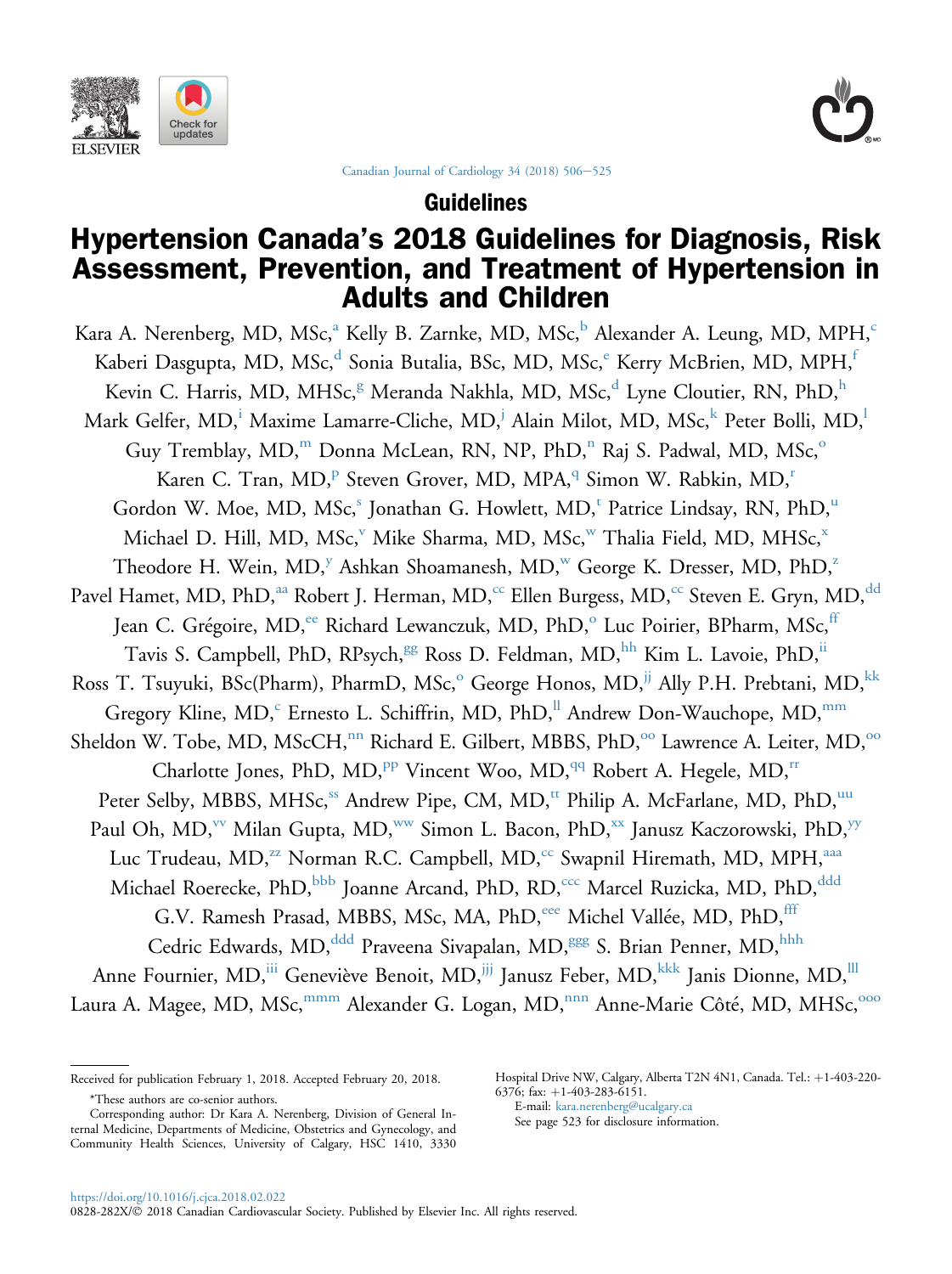Guidelines

# Hypertension Canada's 2018 Guidelines for Diagnosis, Risk Assessment, Prevention, and Treatment of Hypertension in Adults and Children

Kara A. Nerenberg, MD, MSc,[a] Kelly B. Zarnke, MD, MSc,[b] Alexander A. Leung, MD, MPH,[c] Kaberi Dasgupta, MD, MSc,[d] Sonia Butalia, BSc, MD, MSc,[e] Kerry McBrien, MD, MPH,[f] Kevin C. Harris, MD, MHSc,[g] Meranda Nakhla, MD, MSc,[d] Lyne Cloutier, RN, PhD,[h] Mark Gelfer, MD,[i] Maxime Lamarre-Cliche, MD,[j] Alain Milot, MD, MSc,[k] Peter Bolli, MD,[l] Guy Tremblay, MD,[m] Donna McLean, RN, NP, PhD,[n] Raj S. Padwal, MD, MSc,[o] Karen C. Tran, MD,[p] Steven Grover, MD, MPA,[q] Simon W. Rabkin, MD,[r] Gordon W. Moe, MD, MSc,[s] Jonathan G. Howlett, MD,[t] Patrice Lindsay, RN, PhD,[u] Michael D. Hill, MD, MSc,[v] Mike Sharma, MD, MSc,[w] Thalia Field, MD, MHSc,[x] Theodore H. Wein, MD,[y] Ashkan Shoamanesh, MD,[w] George K. Dresser, MD, PhD,[z] Pavel Hamet, MD, PhD,[aa] Robert J. Herman, MD,[cc] Ellen Burgess, MD,[cc] Steven E. Gryn, MD,[dd] Jean C. Grégoire, MD,[ee] Richard Lewanczuk, MD, PhD,[o] Luc Poirier, BPharm, MSc,[ff] Tavis S. Campbell, PhD, RPsych,[gg] Ross D. Feldman, MD,[hh] Kim L. Lavoie, PhD,[ii] Ross T. Tsuyuki, BSc(Pharm), PharmD, MSc,[o] George Honos, MD,[jj] Ally P.H. Prebtani, MD,[kk] Gregory Kline, MD,[c] Ernesto L. Schiffrin, MD, PhD,[ll] Andrew Don-Wauchope, MD,[mm] Sheldon W. Tobe, MD, MScCH,[nn] Richard E. Gilbert, MBBS, PhD,[oo] Lawrence A. Leiter, MD,[oo] Charlotte Jones, PhD, MD,[pp] Vincent Woo, MD,[qq] Robert A. Hegele, MD,[rr] Peter Selby, MBBS, MHSc,[ss] Andrew Pipe, CM, MD,[tt] Philip A. McFarlane, MD, PhD,[uu] Paul Oh, MD,[vv] Milan Gupta, MD,[ww] Simon L. Bacon, PhD,[xx] Janusz Kaczorowski, PhD,[yy] Luc Trudeau, MD,[zz] Norman R.C. Campbell, MD,[cc] Swapnil Hiremath, MD, MPH,[aaa] Michael Roerecke, PhD,[bbb] Joanne Arcand, PhD, RD,[ccc] Marcel Ruzicka, MD, PhD,[ddd] G.V. Ramesh Prasad, MBBS, MSc, MA, PhD,[eee] Michel Vallée, MD, PhD,[fff] Cedric Edwards, MD,[ddd] Praveena Sivapalan, MD,[ggg] S. Brian Penner, MD,[hhh] Anne Fournier, MD,[iii] Geneviève Benoit, MD,[jjj] Janusz Feber, MD,[kkk] Janis Dionne, MD,[lll] Laura A. Magee, MD, MSc,[mmm] Alexander G. Logan, MD,[nnn] Anne-Marie Côté, MD, MHSc,[ooo]

Received for publication February 1, 2018. Accepted February 20, 2018.

*These authors are co-senior authors.

Corresponding author: Dr Kara A. Nerenberg, Division of General Internal Medicine, Departments of Medicine, Obstetrics and Gynecology, and Community Health Sciences, University of Calgary, HSC 1410, 3330 Hospital Drive NW, Calgary, Alberta T2N 4N1, Canada. Tel.: +1-403-220-6376; fax: +1-403-283-6151.

E-mail: kara.nerenberg@ucalgary.ca

See page 523 for disclosure information.

https://doi.org/10.1016/j.cjca.2018.02.022

0828-282X/© 2018 Canadian Cardiovascular Society. Published by Elsevier Inc. All rights reserved.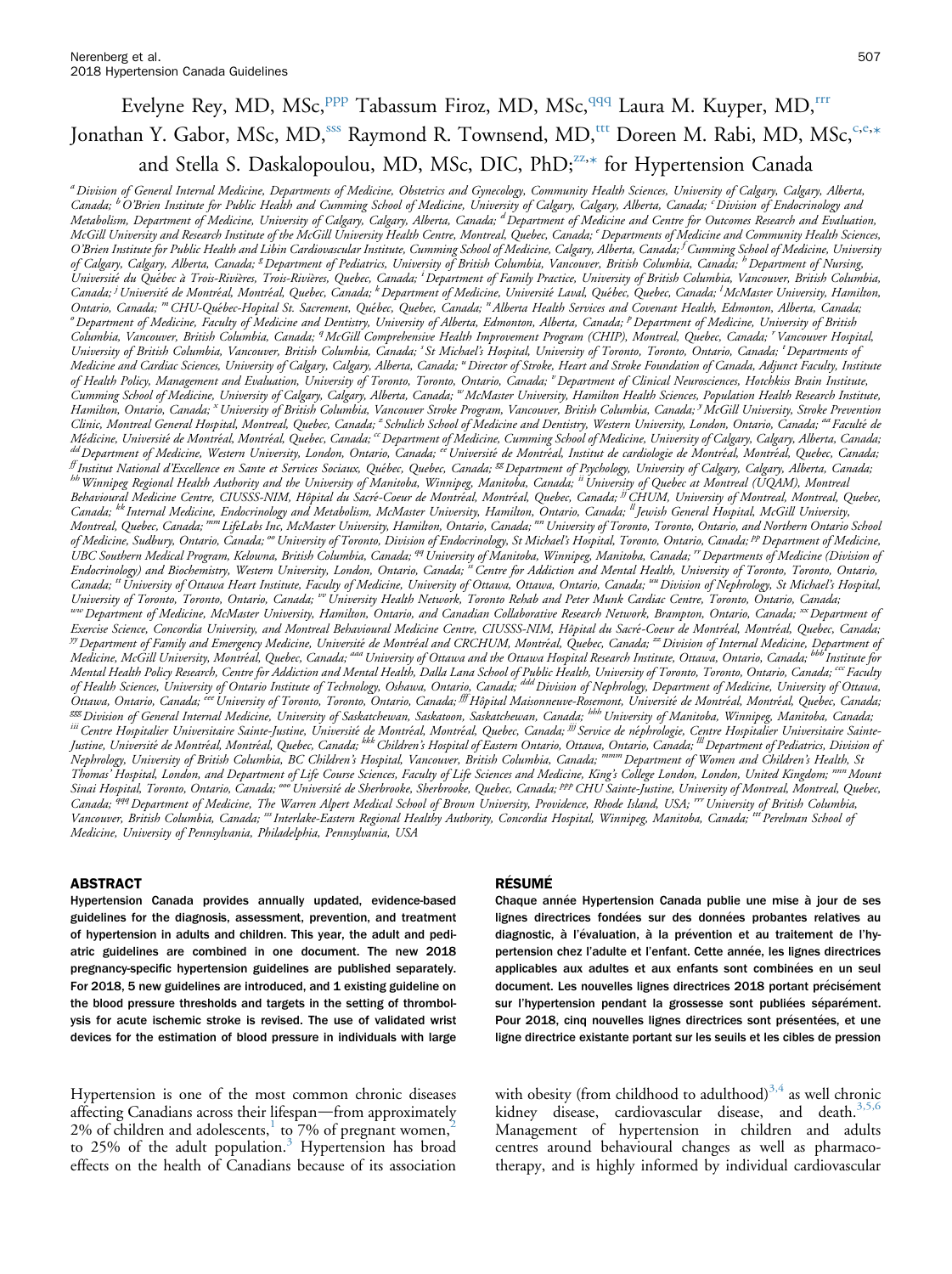Evelyne Rey, MD, MSc,[ppp] Tabassum Firoz, MD, MSc,[qqq] Laura M. Kuyper, MD,[rrr] Jonathan Y. Gabor, MSc, MD,[sss] Raymond R. Townsend, MD,[ttt] Doreen M. Rabi, MD, MSc,[c,e,*] and Stella S. Daskalopoulou, MD, MSc, DIC, PhD;[zz,*] for Hypertension Canada

[a] Division of General Internal Medicine, Departments of Medicine, Obstetrics and Gynecology, Community Health Sciences, University of Calgary, Calgary, Alberta, Canada; [b] O'Brien Institute for Public Health and Cumming School of Medicine, University of Calgary, Calgary, Alberta, Canada; [c] Division of Endocrinology and Metabolism, Department of Medicine, University of Calgary, Calgary, Alberta, Canada; [d] Department of Medicine and Centre for Outcomes Research and Evaluation, McGill University and Research Institute of the McGill University Health Centre, Montreal, Quebec, Canada; [e] Departments of Medicine and Community Health Sciences, O'Brien Institute for Public Health and Libin Cardiovascular Institute, Cumming School of Medicine, Calgary, Alberta, Canada; [f] Cumming School of Medicine, University of Calgary, Calgary, Alberta, Canada; [g] Department of Pediatrics, University of British Columbia, Vancouver, British Columbia, Canada; [h] Department of Nursing, Université du Québec à Trois-Rivières, Trois-Rivières, Quebec, Canada; [i] Department of Family Practice, University of British Columbia, Vancouver, British Columbia, Canada; [j] Université de Montréal, Montréal, Quebec, Canada; [k] Department of Medicine, Université Laval, Québec, Quebec, Canada; [l] McMaster University, Hamilton, Ontario, Canada; [m] CHU-Québec-Hopital St. Sacrement, Québec, Quebec, Canada; [n] Alberta Health Services and Covenant Health, Edmonton, Alberta, Canada; [o] Department of Medicine, Faculty of Medicine and Dentistry, University of Alberta, Edmonton, Alberta, Canada; [p] Department of Medicine, University of British Columbia, Vancouver, British Columbia, Canada; [q] McGill Comprehensive Health Improvement Program (CHIP), Montreal, Quebec, Canada; [r] Vancouver Hospital, University of British Columbia, Vancouver, British Columbia, Canada; [s] St Michael's Hospital, University of Toronto, Toronto, Ontario, Canada; [t] Departments of Medicine and Cardiac Sciences, University of Calgary, Calgary, Alberta, Canada; [u] Director of Stroke, Heart and Stroke Foundation of Canada, Adjunct Faculty, Institute of Health Policy, Management and Evaluation, University of Toronto, Toronto, Ontario, Canada; [v] Department of Clinical Neurosciences, Hotchkiss Brain Institute, Cumming School of Medicine, University of Calgary, Calgary, Alberta, Canada; [w] McMaster University, Hamilton Health Sciences, Population Health Research Institute, Hamilton, Ontario, Canada; [x] University of British Columbia, Vancouver Stroke Program, Vancouver, British Columbia, Canada; [y] McGill University, Stroke Prevention Clinic, Montreal General Hospital, Montreal, Quebec, Canada; [z] Schulich School of Medicine and Dentistry, Western University, London, Ontario, Canada; [aa] Faculté de Médicine, Université de Montréal, Montréal, Quebec, Canada; [cc] Department of Medicine, Cumming School of Medicine, University of Calgary, Calgary, Alberta, Canada; [dd] Department of Medicine, Western University, London, Ontario, Canada; [ee] Université de Montréal, Institut de cardiologie de Montréal, Montréal, Quebec, Canada; [ff] Institut National d'Excellence en Sante et Services Sociaux, Québec, Quebec, Canada; [gg] Department of Psychology, University of Calgary, Calgary, Alberta, Canada; [hh] Winnipeg Regional Health Authority and the University of Manitoba, Winnipeg, Manitoba, Canada; [ii] University of Quebec at Montreal (UQAM), Montreal Behavioural Medicine Centre, CIUSSS-NIM, Hôpital du Sacré-Coeur de Montréal, Montréal, Quebec, Canada; [jj] CHUM, University of Montreal, Montreal, Quebec, Canada; [kk] Internal Medicine, Endocrinology and Metabolism, McMaster University, Hamilton, Ontario, Canada; [ll] Jewish General Hospital, McGill University, Montreal, Quebec, Canada; [mm] LifeLabs Inc, McMaster University, Hamilton, Ontario, Canada; [nn] University of Toronto, Toronto, Ontario, and Northern Ontario School of Medicine, Sudbury, Ontario, Canada; [oo] University of Toronto, Division of Endocrinology, St Michael's Hospital, Toronto, Ontario, Canada; [pp] Department of Medicine, UBC Southern Medical Program, Kelowna, British Columbia, Canada; [qq] University of Manitoba, Winnipeg, Manitoba, Canada; [rr] Departments of Medicine (Division of Endocrinology) and Biochemistry, Western University, London, Ontario, Canada; [ss] Centre for Addiction and Mental Health, University of Toronto, Toronto, Ontario, Canada; [tt] University of Ottawa Heart Institute, Faculty of Medicine, University of Ottawa, Ottawa, Ontario, Canada; [uu] Division of Nephrology, St Michael's Hospital, University of Toronto, Toronto, Ontario, Canada; [vv] University Health Network, Toronto Rehab and Peter Munk Cardiac Centre, Toronto, Ontario, Canada; [ww] Department of Medicine, McMaster University, Hamilton, Ontario, and Canadian Collaborative Research Network, Brampton, Ontario, Canada; [xx] Department of Exercise Science, Concordia University, and Montreal Behavioural Medicine Centre, CIUSSS-NIM, Hôpital du Sacré-Coeur de Montréal, Montréal, Quebec, Canada; [yy] Department of Family and Emergency Medicine, Université de Montréal and CRCHUM, Montréal, Quebec, Canada; [zz] Division of Internal Medicine, Department of Medicine, McGill University, Montréal, Quebec, Canada; [aaa] University of Ottawa and the Ottawa Hospital Research Institute, Ottawa, Ontario, Canada; [bbb] Institute for Mental Health Policy Research, Centre for Addiction and Mental Health, Dalla Lana School of Public Health, University of Toronto, Toronto, Ontario, Canada; [ccc] Faculty of Health Sciences, University of Ontario Institute of Technology, Oshawa, Ontario, Canada; [ddd] Division of Nephrology, Department of Medicine, University of Ottawa, Ottawa, Ontario, Canada; [eee] University of Toronto, Toronto, Ontario, Canada; [fff] Hôpital Maisonneuve-Rosemont, Université de Montréal, Montréal, Quebec, Canada; [ggg] Division of General Internal Medicine, University of Saskatchewan, Saskatoon, Saskatchewan, Canada; [hhh] University of Manitoba, Winnipeg, Manitoba, Canada; [iii] Centre Hospitalier Universitaire Sainte-Justine, Université de Montréal, Montréal, Quebec, Canada; [jjj] Service de néphrologie, Centre Hospitalier Universitaire Sainte-Justine, Université de Montréal, Montréal, Quebec, Canada; [kkk] Children's Hospital of Eastern Ontario, Ottawa, Ontario, Canada; [lll] Department of Pediatrics, Division of Nephrology, University of British Columbia, BC Children's Hospital, Vancouver, British Columbia, Canada; [mmm] Department of Women and Children's Health, St Thomas' Hospital, London, and Department of Life Course Sciences, Faculty of Life Sciences and Medicine, King's College London, London, United Kingdom; [nnn] Mount Sinai Hospital, Toronto, Ontario, Canada; [ooo] Université de Sherbrooke, Sherbrooke, Quebec, Canada; [ppp] CHU Sainte-Justine, University of Montreal, Montreal, Quebec, Canada; [qqq] Department of Medicine, The Warren Alpert Medical School of Brown University, Providence, Rhode Island, USA; [rrr] University of British Columbia, Vancouver, British Columbia, Canada; [sss] Interlake-Eastern Regional Healthy Authority, Concordia Hospital, Winnipeg, Manitoba, Canada; [ttt] Perelman School of Medicine, University of Pennsylvania, Philadelphia, Pennsylvania, USA

## ABSTRACT

Hypertension Canada provides annually updated, evidence-based guidelines for the diagnosis, assessment, prevention, and treatment of hypertension in adults and children. This year, the adult and pediatric guidelines are combined in one document. The new 2018 pregnancy-specific hypertension guidelines are published separately. For 2018, 5 new guidelines are introduced, and 1 existing guideline on the blood pressure thresholds and targets in the setting of thrombolysis for acute ischemic stroke is revised. The use of validated wrist devices for the estimation of blood pressure in individuals with large

## RÉSUMÉ

Chaque année Hypertension Canada publie une mise à jour de ses lignes directrices fondées sur des données probantes relatives au diagnostic, à l'évaluation, à la prévention et au traitement de l'hypertension chez l'adulte et l'enfant. Cette année, les lignes directrices applicables aux adultes et aux enfants sont combinées en un seul document. Les nouvelles lignes directrices 2018 portant précisément sur l'hypertension pendant la grossesse sont publiées séparément. Pour 2018, cinq nouvelles lignes directrices sont présentées, et une ligne directrice existante portant sur les seuils et les cibles de pression

Hypertension is one of the most common chronic diseases affecting Canadians across their lifespan—from approximately 2% of children and adolescents,[1] to 7% of pregnant women,[2] to 25% of the adult population.[3] Hypertension has broad effects on the health of Canadians because of its association with obesity (from childhood to adulthood)[3,4] as well chronic kidney disease, cardiovascular disease, and death.[3,5,6] Management of hypertension in children and adults centres around behavioural changes as well as pharmacotherapy, and is highly informed by individual cardiovascular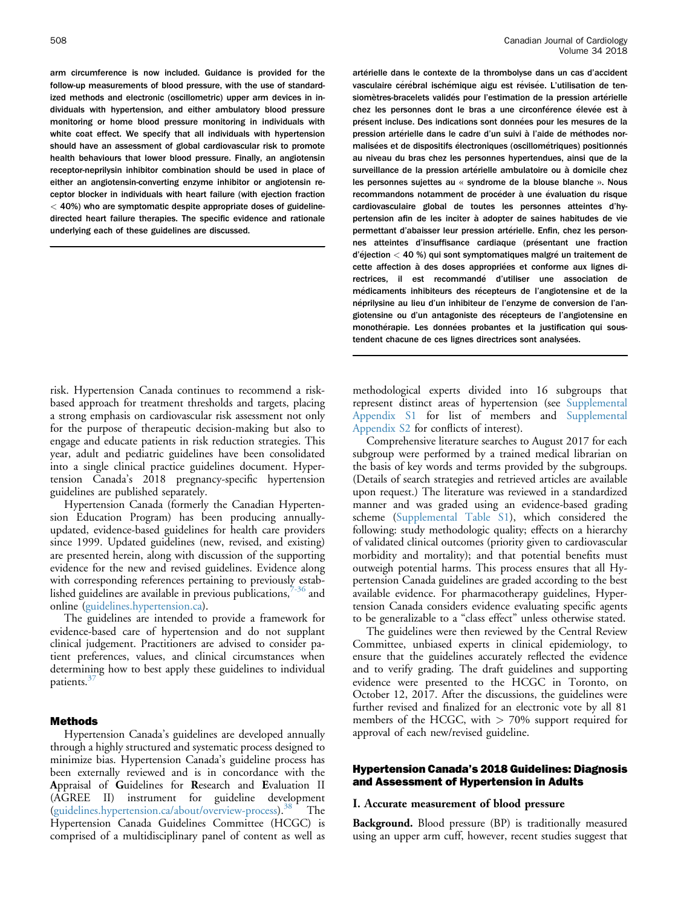arm circumference is now included. Guidance is provided for the follow-up measurements of blood pressure, with the use of standardized methods and electronic (oscillometric) upper arm devices in individuals with hypertension, and either ambulatory blood pressure monitoring or home blood pressure monitoring in individuals with white coat effect. We specify that all individuals with hypertension should have an assessment of global cardiovascular risk to promote health behaviours that lower blood pressure. Finally, an angiotensin receptor-neprilysin inhibitor combination should be used in place of either an angiotensin-converting enzyme inhibitor or angiotensin receptor blocker in individuals with heart failure (with ejection fraction < 40%) who are symptomatic despite appropriate doses of guideline-directed heart failure therapies. The specific evidence and rationale underlying each of these guidelines are discussed.

artérielle dans le contexte de la thrombolyse dans un cas d'accident vasculaire cérébral ischémique aigu est révisée. L'utilisation de tensiomètres-bracelets validés pour l'estimation de la pression artérielle chez les personnes dont le bras a une circonférence élevée est à présent incluse. Des indications sont données pour les mesures de la pression artérielle dans le cadre d'un suivi à l'aide de méthodes normalisées et de dispositifs électroniques (oscillométriques) positionnés au niveau du bras chez les personnes hypertendues, ainsi que de la surveillance de la pression artérielle ambulatoire ou à domicile chez les personnes sujettes au « syndrome de la blouse blanche ». Nous recommandons notamment de procéder à une évaluation du risque cardiovasculaire global de toutes les personnes atteintes d'hypertension afin de les inciter à adopter de saines habitudes de vie permettant d'abaisser leur pression artérielle. Enfin, chez les personnes atteintes d'insuffisance cardiaque (présentant une fraction d'éjection < 40 %) qui sont symptomatiques malgré un traitement de cette affection à des doses appropriées et conforme aux lignes directrices, il est recommandé d'utiliser une association de médicaments inhibiteurs des récepteurs de l'angiotensine et de la néprilysine au lieu d'un inhibiteur de l'enzyme de conversion de l'angiotensine ou d'un antagoniste des récepteurs de l'angiotensine en monothérapie. Les données probantes et la justification qui soustendent chacune de ces lignes directrices sont analysées.

risk. Hypertension Canada continues to recommend a risk-based approach for treatment thresholds and targets, placing a strong emphasis on cardiovascular risk assessment not only for the purpose of therapeutic decision-making but also to engage and educate patients in risk reduction strategies. This year, adult and pediatric guidelines have been consolidated into a single clinical practice guidelines document. Hypertension Canada's 2018 pregnancy-specific hypertension guidelines are published separately.

Hypertension Canada (formerly the Canadian Hypertension Education Program) has been producing annually-updated, evidence-based guidelines for health care providers since 1999. Updated guidelines (new, revised, and existing) are presented herein, along with discussion of the supporting evidence for the new and revised guidelines. Evidence along with corresponding references pertaining to previously established guidelines are available in previous publications,[7-36] and online (guidelines.hypertension.ca).

The guidelines are intended to provide a framework for evidence-based care of hypertension and do not supplant clinical judgement. Practitioners are advised to consider patient preferences, values, and clinical circumstances when determining how to best apply these guidelines to individual patients.[37]

## Methods

Hypertension Canada's guidelines are developed annually through a highly structured and systematic process designed to minimize bias. Hypertension Canada's guideline process has been externally reviewed and is in concordance with the **A**ppraisal of **G**uidelines for **R**esearch and **E**valuation II (AGREE II) instrument for guideline development (guidelines.hypertension.ca/about/overview-process).[38] The Hypertension Canada Guidelines Committee (HCGC) is comprised of a multidisciplinary panel of content as well as methodological experts divided into 16 subgroups that represent distinct areas of hypertension (see Supplemental Appendix S1 for list of members and Supplemental Appendix S2 for conflicts of interest).

Comprehensive literature searches to August 2017 for each subgroup were performed by a trained medical librarian on the basis of key words and terms provided by the subgroups. (Details of search strategies and retrieved articles are available upon request.) The literature was reviewed in a standardized manner and was graded using an evidence-based grading scheme (Supplemental Table S1), which considered the following: study methodologic quality; effects on a hierarchy of validated clinical outcomes (priority given to cardiovascular morbidity and mortality); and that potential benefits must outweigh potential harms. This process ensures that all Hypertension Canada guidelines are graded according to the best available evidence. For pharmacotherapy guidelines, Hypertension Canada considers evidence evaluating specific agents to be generalizable to a "class effect" unless otherwise stated.

The guidelines were then reviewed by the Central Review Committee, unbiased experts in clinical epidemiology, to ensure that the guidelines accurately reflected the evidence and to verify grading. The draft guidelines and supporting evidence were presented to the HCGC in Toronto, on October 12, 2017. After the discussions, the guidelines were further revised and finalized for an electronic vote by all 81 members of the HCGC, with > 70% support required for approval of each new/revised guideline.

## Hypertension Canada's 2018 Guidelines: Diagnosis and Assessment of Hypertension in Adults

### I. Accurate measurement of blood pressure

**Background.** Blood pressure (BP) is traditionally measured using an upper arm cuff, however, recent studies suggest that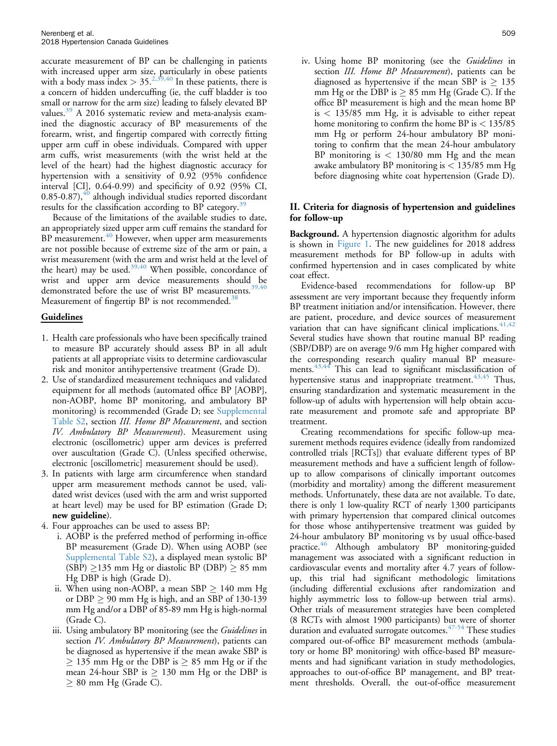accurate measurement of BP can be challenging in patients with increased upper arm size, particularly in obese patients with a body mass index > 35.[2,39,40] In these patients, there is a concern of hidden undercuffing (ie, the cuff bladder is too small or narrow for the arm size) leading to falsely elevated BP values.[39] A 2016 systematic review and meta-analysis examined the diagnostic accuracy of BP measurements of the forearm, wrist, and fingertip compared with correctly fitting upper arm cuff in obese individuals. Compared with upper arm cuffs, wrist measurements (with the wrist held at the level of the heart) had the highest diagnostic accuracy for hypertension with a sensitivity of 0.92 (95% confidence interval [CI], 0.64-0.99) and specificity of 0.92 (95% CI, 0.85-0.87),[40] although individual studies reported discordant results for the classification according to BP category.[39]

Because of the limitations of the available studies to date, an appropriately sized upper arm cuff remains the standard for BP measurement.[40] However, when upper arm measurements are not possible because of extreme size of the arm or pain, a wrist measurement (with the arm and wrist held at the level of the heart) may be used.[39,40] When possible, concordance of wrist and upper arm device measurements should be demonstrated before the use of wrist BP measurements.[39,40] Measurement of fingertip BP is not recommended.[38]

**Guidelines**

1. Health care professionals who have been specifically trained to measure BP accurately should assess BP in all adult patients at all appropriate visits to determine cardiovascular risk and monitor antihypertensive treatment (Grade D).
2. Use of standardized measurement techniques and validated equipment for all methods (automated office BP [AOBP], non-AOBP, home BP monitoring, and ambulatory BP monitoring) is recommended (Grade D; see Supplemental Table S2, section *III. Home BP Measurement*, and section *IV. Ambulatory BP Measurement*). Measurement using electronic (oscillometric) upper arm devices is preferred over auscultation (Grade C). (Unless specified otherwise, electronic [oscillometric] measurement should be used).
3. In patients with large arm circumference when standard upper arm measurement methods cannot be used, validated wrist devices (used with the arm and wrist supported at heart level) may be used for BP estimation (Grade D; **new guideline**).
4. Four approaches can be used to assess BP:
   i. AOBP is the preferred method of performing in-office BP measurement (Grade D). When using AOBP (see Supplemental Table S2), a displayed mean systolic BP (SBP) ≥135 mm Hg or diastolic BP (DBP) ≥ 85 mm Hg DBP is high (Grade D).
   ii. When using non-AOBP, a mean SBP ≥ 140 mm Hg or DBP ≥ 90 mm Hg is high, and an SBP of 130-139 mm Hg and/or a DBP of 85-89 mm Hg is high-normal (Grade C).
   iii. Using ambulatory BP monitoring (see the *Guidelines* in section *IV. Ambulatory BP Measurement*), patients can be diagnosed as hypertensive if the mean awake SBP is ≥ 135 mm Hg or the DBP is ≥ 85 mm Hg or if the mean 24-hour SBP is ≥ 130 mm Hg or the DBP is ≥ 80 mm Hg (Grade C).
   iv. Using home BP monitoring (see the *Guidelines* in section *III. Home BP Measurement*), patients can be diagnosed as hypertensive if the mean SBP is ≥ 135 mm Hg or the DBP is ≥ 85 mm Hg (Grade C). If the office BP measurement is high and the mean home BP is < 135/85 mm Hg, it is advisable to either repeat home monitoring to confirm the home BP is < 135/85 mm Hg or perform 24-hour ambulatory BP monitoring to confirm that the mean 24-hour ambulatory BP monitoring is < 130/80 mm Hg and the mean awake ambulatory BP monitoring is < 135/85 mm Hg before diagnosing white coat hypertension (Grade D).

## II. Criteria for diagnosis of hypertension and guidelines for follow-up

**Background.** A hypertension diagnostic algorithm for adults is shown in Figure 1. The new guidelines for 2018 address measurement methods for BP follow-up in adults with confirmed hypertension and in cases complicated by white coat effect.

Evidence-based recommendations for follow-up BP assessment are very important because they frequently inform BP treatment initiation and/or intensification. However, there are patient, procedure, and device sources of measurement variation that can have significant clinical implications.[41,42] Several studies have shown that routine manual BP reading (SBP/DBP) are on average 9/6 mm Hg higher compared with the corresponding research quality manual BP measurements.[43,44] This can lead to significant misclassification of hypertensive status and inappropriate treatment.[43,45] Thus, ensuring standardization and systematic measurement in the follow-up of adults with hypertension will help obtain accurate measurement and promote safe and appropriate BP treatment.

Creating recommendations for specific follow-up measurement methods requires evidence (ideally from randomized controlled trials [RCTs]) that evaluate different types of BP measurement methods and have a sufficient length of follow-up to allow comparisons of clinically important outcomes (morbidity and mortality) among the different measurement methods. Unfortunately, these data are not available. To date, there is only 1 low-quality RCT of nearly 1300 participants with primary hypertension that compared clinical outcomes for those whose antihypertensive treatment was guided by 24-hour ambulatory BP monitoring vs by usual office-based practice.[46] Although ambulatory BP monitoring-guided management was associated with a significant reduction in cardiovascular events and mortality after 4.7 years of follow-up, this trial had significant methodologic limitations (including differential exclusions after randomization and highly asymmetric loss to follow-up between trial arms). Other trials of measurement strategies have been completed (8 RCTs with almost 1900 participants) but were of shorter duration and evaluated surrogate outcomes.[47-54] These studies compared out-of-office BP measurement methods (ambulatory or home BP monitoring) with office-based BP measurements and had significant variation in study methodologies, approaches to out-of-office BP management, and BP treatment thresholds. Overall, the out-of-office measurement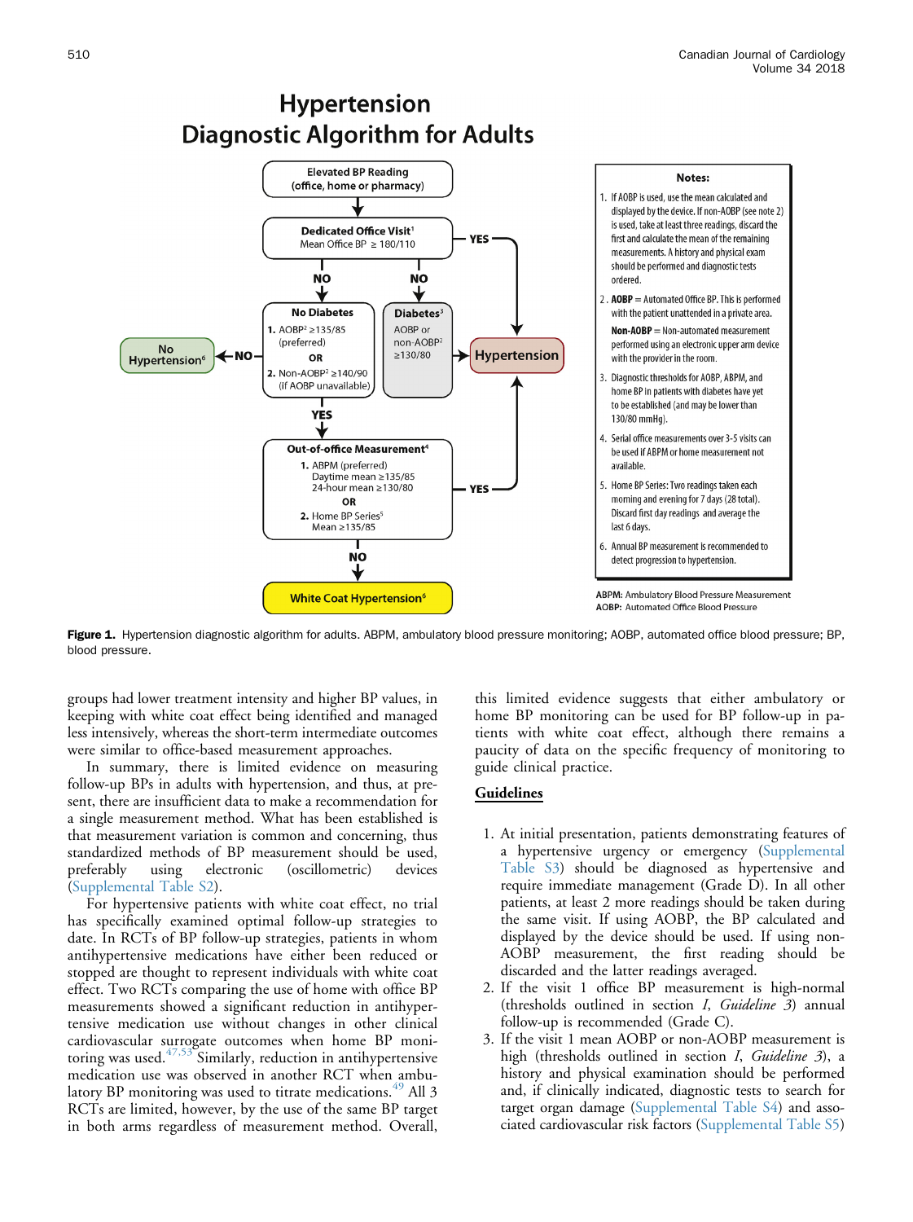# Hypertension Diagnostic Algorithm for Adults

Elevated BP Reading (office, home or pharmacy)

Dedicated Office Visit[1] Mean Office BP ≥ 180/110 — YES → Hypertension

NO → No Diabetes: 1. AOBP[2] ≥135/85 (preferred) OR 2. Non-AOBP[2] ≥140/90 (if AOBP unavailable)

NO → Diabetes[3]: AOBP or non-AOBP[2] ≥130/80 → Hypertension

No Diabetes — NO → No Hypertension[6]

No Diabetes — YES → Out-of-office Measurement[4]: 1. ABPM (preferred) Daytime mean ≥135/85, 24-hour mean ≥130/80 OR 2. Home BP Series[5] Mean ≥135/85

Out-of-office Measurement — YES → Hypertension

Out-of-office Measurement — NO → White Coat Hypertension[6]

**Notes:**

1. If AOBP is used, use the mean calculated and displayed by the device. If non-AOBP (see note 2) is used, take at least three readings, discard the first and calculate the mean of the remaining measurements. A history and physical exam should be performed and diagnostic tests ordered.
2. **AOBP** = Automated Office BP. This is performed with the patient unattended in a private area.
   **Non-AOBP** = Non-automated measurement performed using an electronic upper arm device with the provider in the room.
3. Diagnostic thresholds for AOBP, ABPM, and home BP in patients with diabetes have yet to be established (and may be lower than 130/80 mmHg).
4. Serial office measurements over 3-5 visits can be used if ABPM or home measurement not available.
5. Home BP Series: Two readings taken each morning and evening for 7 days (28 total). Discard first day readings and average the last 6 days.
6. Annual BP measurement is recommended to detect progression to hypertension.

ABPM: Ambulatory Blood Pressure Measurement
AOBP: Automated Office Blood Pressure

**Figure 1.** Hypertension diagnostic algorithm for adults. ABPM, ambulatory blood pressure monitoring; AOBP, automated office blood pressure; BP, blood pressure.

groups had lower treatment intensity and higher BP values, in keeping with white coat effect being identified and managed less intensively, whereas the short-term intermediate outcomes were similar to office-based measurement approaches.

In summary, there is limited evidence on measuring follow-up BPs in adults with hypertension, and thus, at present, there are insufficient data to make a recommendation for a single measurement method. What has been established is that measurement variation is common and concerning, thus standardized methods of BP measurement should be used, preferably using electronic (oscillometric) devices (Supplemental Table S2).

For hypertensive patients with white coat effect, no trial has specifically examined optimal follow-up strategies to date. In RCTs of BP follow-up strategies, patients in whom antihypertensive medications have either been reduced or stopped are thought to represent individuals with white coat effect. Two RCTs comparing the use of home with office BP measurements showed a significant reduction in antihypertensive medication use without changes in other clinical cardiovascular surrogate outcomes when home BP monitoring was used.[47,53] Similarly, reduction in antihypertensive medication use was observed in another RCT when ambulatory BP monitoring was used to titrate medications.[49] All 3 RCTs are limited, however, by the use of the same BP target in both arms regardless of measurement method. Overall, this limited evidence suggests that either ambulatory or home BP monitoring can be used for BP follow-up in patients with white coat effect, although there remains a paucity of data on the specific frequency of monitoring to guide clinical practice.

## Guidelines

1. At initial presentation, patients demonstrating features of a hypertensive urgency or emergency (Supplemental Table S3) should be diagnosed as hypertensive and require immediate management (Grade D). In all other patients, at least 2 more readings should be taken during the same visit. If using AOBP, the BP calculated and displayed by the device should be used. If using non-AOBP measurement, the first reading should be discarded and the latter readings averaged.
2. If the visit 1 office BP measurement is high-normal (thresholds outlined in section *I*, *Guideline 3*) annual follow-up is recommended (Grade C).
3. If the visit 1 mean AOBP or non-AOBP measurement is high (thresholds outlined in section *I*, *Guideline 3*), a history and physical examination should be performed and, if clinically indicated, diagnostic tests to search for target organ damage (Supplemental Table S4) and associated cardiovascular risk factors (Supplemental Table S5)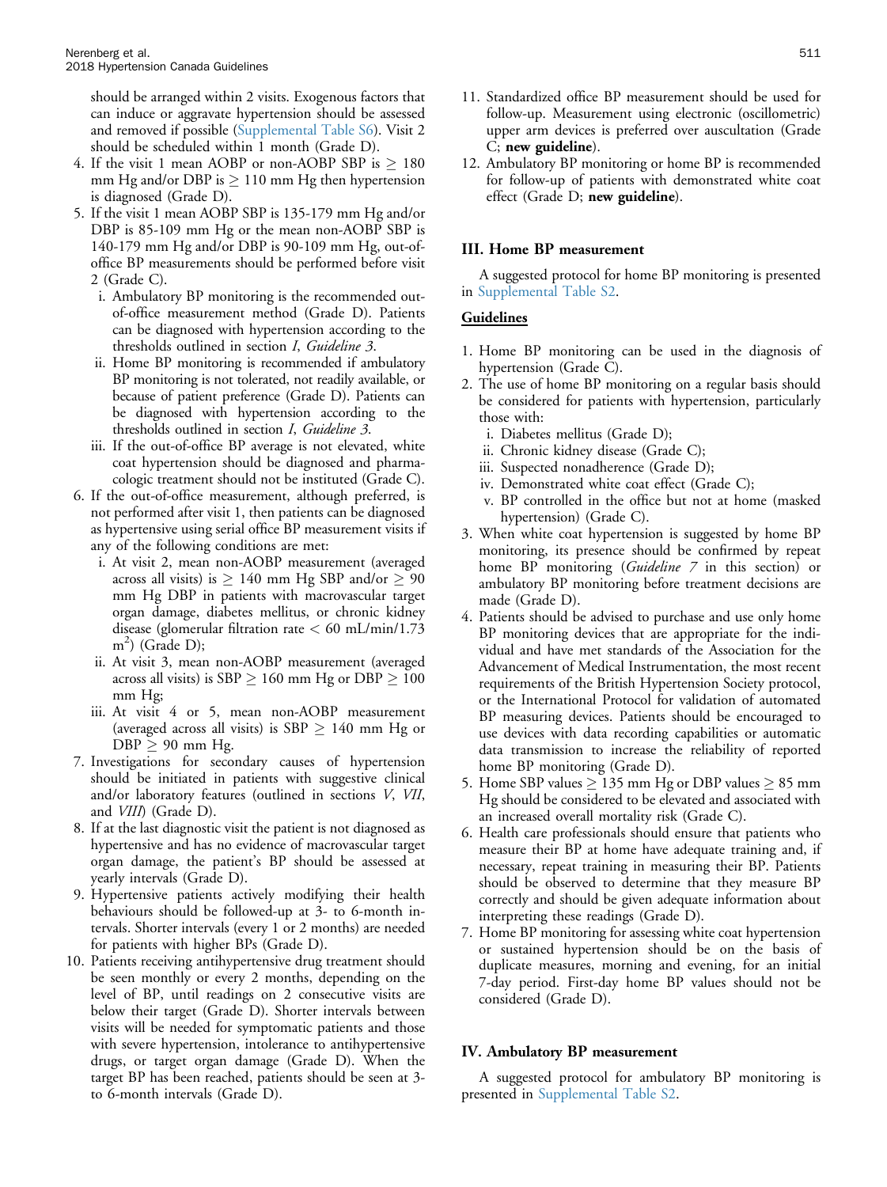should be arranged within 2 visits. Exogenous factors that can induce or aggravate hypertension should be assessed and removed if possible (Supplemental Table S6). Visit 2 should be scheduled within 1 month (Grade D).

4. If the visit 1 mean AOBP or non-AOBP SBP is ≥ 180 mm Hg and/or DBP is ≥ 110 mm Hg then hypertension is diagnosed (Grade D).
5. If the visit 1 mean AOBP SBP is 135-179 mm Hg and/or DBP is 85-109 mm Hg or the mean non-AOBP SBP is 140-179 mm Hg and/or DBP is 90-109 mm Hg, out-of-office BP measurements should be performed before visit 2 (Grade C).
   i. Ambulatory BP monitoring is the recommended out-of-office measurement method (Grade D). Patients can be diagnosed with hypertension according to the thresholds outlined in section *I*, *Guideline 3*.
   ii. Home BP monitoring is recommended if ambulatory BP monitoring is not tolerated, not readily available, or because of patient preference (Grade D). Patients can be diagnosed with hypertension according to the thresholds outlined in section *I*, *Guideline 3*.
   iii. If the out-of-office BP average is not elevated, white coat hypertension should be diagnosed and pharmacologic treatment should not be instituted (Grade C).
6. If the out-of-office measurement, although preferred, is not performed after visit 1, then patients can be diagnosed as hypertensive using serial office BP measurement visits if any of the following conditions are met:
   i. At visit 2, mean non-AOBP measurement (averaged across all visits) is ≥ 140 mm Hg SBP and/or ≥ 90 mm Hg DBP in patients with macrovascular target organ damage, diabetes mellitus, or chronic kidney disease (glomerular filtration rate < 60 mL/min/1.73 $m^2$) (Grade D);
   ii. At visit 3, mean non-AOBP measurement (averaged across all visits) is SBP ≥ 160 mm Hg or DBP ≥ 100 mm Hg;
   iii. At visit 4 or 5, mean non-AOBP measurement (averaged across all visits) is SBP ≥ 140 mm Hg or DBP ≥ 90 mm Hg.
7. Investigations for secondary causes of hypertension should be initiated in patients with suggestive clinical and/or laboratory features (outlined in sections *V*, *VII*, and *VIII*) (Grade D).
8. If at the last diagnostic visit the patient is not diagnosed as hypertensive and has no evidence of macrovascular target organ damage, the patient's BP should be assessed at yearly intervals (Grade D).
9. Hypertensive patients actively modifying their health behaviours should be followed-up at 3- to 6-month intervals. Shorter intervals (every 1 or 2 months) are needed for patients with higher BPs (Grade D).
10. Patients receiving antihypertensive drug treatment should be seen monthly or every 2 months, depending on the level of BP, until readings on 2 consecutive visits are below their target (Grade D). Shorter intervals between visits will be needed for symptomatic patients and those with severe hypertension, intolerance to antihypertensive drugs, or target organ damage (Grade D). When the target BP has been reached, patients should be seen at 3- to 6-month intervals (Grade D).
11. Standardized office BP measurement should be used for follow-up. Measurement using electronic (oscillometric) upper arm devices is preferred over auscultation (Grade C; **new guideline**).
12. Ambulatory BP monitoring or home BP is recommended for follow-up of patients with demonstrated white coat effect (Grade D; **new guideline**).

## III. Home BP measurement

A suggested protocol for home BP monitoring is presented in Supplemental Table S2.

### Guidelines

1. Home BP monitoring can be used in the diagnosis of hypertension (Grade C).
2. The use of home BP monitoring on a regular basis should be considered for patients with hypertension, particularly those with:
   i. Diabetes mellitus (Grade D);
   ii. Chronic kidney disease (Grade C);
   iii. Suspected nonadherence (Grade D);
   iv. Demonstrated white coat effect (Grade C);
   v. BP controlled in the office but not at home (masked hypertension) (Grade C).
3. When white coat hypertension is suggested by home BP monitoring, its presence should be confirmed by repeat home BP monitoring (*Guideline 7* in this section) or ambulatory BP monitoring before treatment decisions are made (Grade D).
4. Patients should be advised to purchase and use only home BP monitoring devices that are appropriate for the individual and have met standards of the Association for the Advancement of Medical Instrumentation, the most recent requirements of the British Hypertension Society protocol, or the International Protocol for validation of automated BP measuring devices. Patients should be encouraged to use devices with data recording capabilities or automatic data transmission to increase the reliability of reported home BP monitoring (Grade D).
5. Home SBP values ≥ 135 mm Hg or DBP values ≥ 85 mm Hg should be considered to be elevated and associated with an increased overall mortality risk (Grade C).
6. Health care professionals should ensure that patients who measure their BP at home have adequate training and, if necessary, repeat training in measuring their BP. Patients should be observed to determine that they measure BP correctly and should be given adequate information about interpreting these readings (Grade D).
7. Home BP monitoring for assessing white coat hypertension or sustained hypertension should be on the basis of duplicate measures, morning and evening, for an initial 7-day period. First-day home BP values should not be considered (Grade D).

## IV. Ambulatory BP measurement

A suggested protocol for ambulatory BP monitoring is presented in Supplemental Table S2.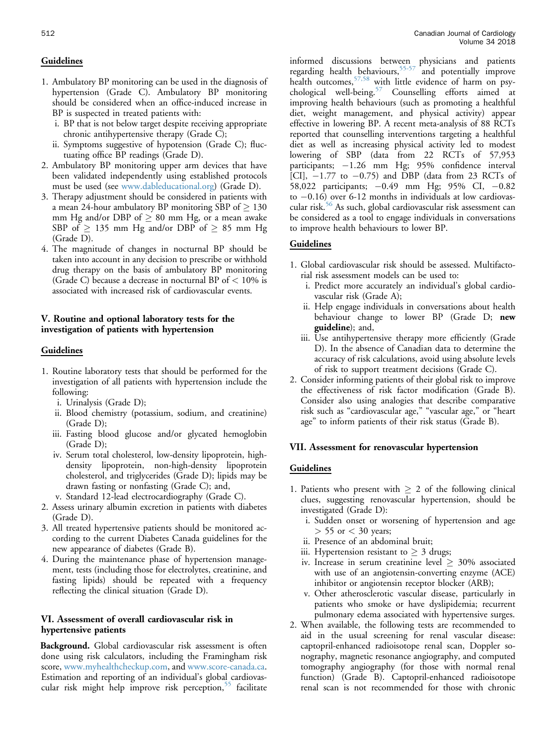### Guidelines

1. Ambulatory BP monitoring can be used in the diagnosis of hypertension (Grade C). Ambulatory BP monitoring should be considered when an office-induced increase in BP is suspected in treated patients with:
   i. BP that is not below target despite receiving appropriate chronic antihypertensive therapy (Grade C);
   ii. Symptoms suggestive of hypotension (Grade C); fluctuating office BP readings (Grade D).
2. Ambulatory BP monitoring upper arm devices that have been validated independently using established protocols must be used (see www.dableducational.org) (Grade D).
3. Therapy adjustment should be considered in patients with a mean 24-hour ambulatory BP monitoring SBP of $\geq$ 130 mm Hg and/or DBP of $\geq$ 80 mm Hg, or a mean awake SBP of $\geq$ 135 mm Hg and/or DBP of $\geq$ 85 mm Hg (Grade D).
4. The magnitude of changes in nocturnal BP should be taken into account in any decision to prescribe or withhold drug therapy on the basis of ambulatory BP monitoring (Grade C) because a decrease in nocturnal BP of < 10% is associated with increased risk of cardiovascular events.

## V. Routine and optional laboratory tests for the investigation of patients with hypertension

### Guidelines

1. Routine laboratory tests that should be performed for the investigation of all patients with hypertension include the following:
   i. Urinalysis (Grade D);
   ii. Blood chemistry (potassium, sodium, and creatinine) (Grade D);
   iii. Fasting blood glucose and/or glycated hemoglobin (Grade D);
   iv. Serum total cholesterol, low-density lipoprotein, high-density lipoprotein, non-high-density lipoprotein cholesterol, and triglycerides (Grade D); lipids may be drawn fasting or nonfasting (Grade C); and,
   v. Standard 12-lead electrocardiography (Grade C).
2. Assess urinary albumin excretion in patients with diabetes (Grade D).
3. All treated hypertensive patients should be monitored according to the current Diabetes Canada guidelines for the new appearance of diabetes (Grade B).
4. During the maintenance phase of hypertension management, tests (including those for electrolytes, creatinine, and fasting lipids) should be repeated with a frequency reflecting the clinical situation (Grade D).

## VI. Assessment of overall cardiovascular risk in hypertensive patients

**Background.** Global cardiovascular risk assessment is often done using risk calculators, including the Framingham risk score, www.myhealthcheckup.com, and www.score-canada.ca. Estimation and reporting of an individual's global cardiovascular risk might help improve risk perception,[55] facilitate informed discussions between physicians and patients regarding health behaviours,[55-57] and potentially improve health outcomes,[57,58] with little evidence of harm on psychological well-being.[57] Counselling efforts aimed at improving health behaviours (such as promoting a healthful diet, weight management, and physical activity) appear effective in lowering BP. A recent meta-analysis of 88 RCTs reported that counselling interventions targeting a healthful diet as well as increasing physical activity led to modest lowering of SBP (data from 22 RCTs of 57,953 participants; −1.26 mm Hg; 95% confidence interval [CI], −1.77 to −0.75) and DBP (data from 23 RCTs of 58,022 participants; −0.49 mm Hg; 95% CI, −0.82 to −0.16) over 6-12 months in individuals at low cardiovascular risk.[56] As such, global cardiovascular risk assessment can be considered as a tool to engage individuals in conversations to improve health behaviours to lower BP.

### Guidelines

1. Global cardiovascular risk should be assessed. Multifactorial risk assessment models can be used to:
   i. Predict more accurately an individual's global cardiovascular risk (Grade A);
   ii. Help engage individuals in conversations about health behaviour change to lower BP (Grade D; **new guideline**); and,
   iii. Use antihypertensive therapy more efficiently (Grade D). In the absence of Canadian data to determine the accuracy of risk calculations, avoid using absolute levels of risk to support treatment decisions (Grade C).
2. Consider informing patients of their global risk to improve the effectiveness of risk factor modification (Grade B). Consider also using analogies that describe comparative risk such as "cardiovascular age," "vascular age," or "heart age" to inform patients of their risk status (Grade B).

## VII. Assessment for renovascular hypertension

### Guidelines

1. Patients who present with $\geq$ 2 of the following clinical clues, suggesting renovascular hypertension, should be investigated (Grade D):
   i. Sudden onset or worsening of hypertension and age > 55 or < 30 years;
   ii. Presence of an abdominal bruit;
   iii. Hypertension resistant to $\geq$ 3 drugs;
   iv. Increase in serum creatinine level $\geq$ 30% associated with use of an angiotensin-converting enzyme (ACE) inhibitor or angiotensin receptor blocker (ARB);
   v. Other atherosclerotic vascular disease, particularly in patients who smoke or have dyslipidemia; recurrent pulmonary edema associated with hypertensive surges.
2. When available, the following tests are recommended to aid in the usual screening for renal vascular disease: captopril-enhanced radioisotope renal scan, Doppler sonography, magnetic resonance angiography, and computed tomography angiography (for those with normal renal function) (Grade B). Captopril-enhanced radioisotope renal scan is not recommended for those with chronic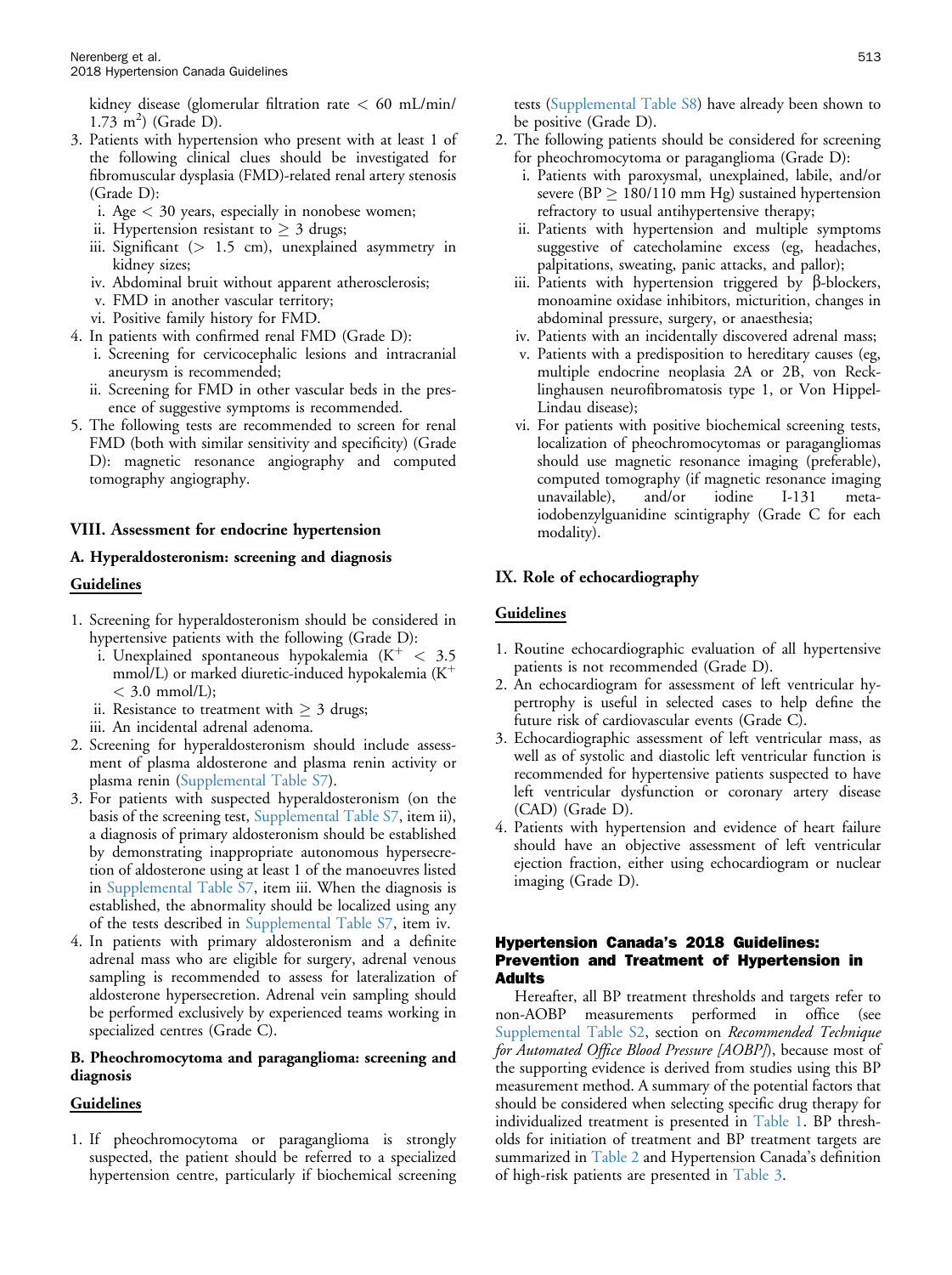kidney disease (glomerular filtration rate < 60 mL/min/1.73 $m^2$) (Grade D).

3. Patients with hypertension who present with at least 1 of the following clinical clues should be investigated for fibromuscular dysplasia (FMD)-related renal artery stenosis (Grade D):
   i. Age < 30 years, especially in nonobese women;
   ii. Hypertension resistant to ≥ 3 drugs;
   iii. Significant (> 1.5 cm), unexplained asymmetry in kidney sizes;
   iv. Abdominal bruit without apparent atherosclerosis;
   v. FMD in another vascular territory;
   vi. Positive family history for FMD.
4. In patients with confirmed renal FMD (Grade D):
   i. Screening for cervicocephalic lesions and intracranial aneurysm is recommended;
   ii. Screening for FMD in other vascular beds in the presence of suggestive symptoms is recommended.
5. The following tests are recommended to screen for renal FMD (both with similar sensitivity and specificity) (Grade D): magnetic resonance angiography and computed tomography angiography.

### VIII. Assessment for endocrine hypertension

### A. Hyperaldosteronism: screening and diagnosis

**Guidelines**

1. Screening for hyperaldosteronism should be considered in hypertensive patients with the following (Grade D):
   i. Unexplained spontaneous hypokalemia ($K^+$ < 3.5 mmol/L) or marked diuretic-induced hypokalemia ($K^+$ < 3.0 mmol/L);
   ii. Resistance to treatment with ≥ 3 drugs;
   iii. An incidental adrenal adenoma.
2. Screening for hyperaldosteronism should include assessment of plasma aldosterone and plasma renin activity or plasma renin (Supplemental Table S7).
3. For patients with suspected hyperaldosteronism (on the basis of the screening test, Supplemental Table S7, item ii), a diagnosis of primary aldosteronism should be established by demonstrating inappropriate autonomous hypersecretion of aldosterone using at least 1 of the manoeuvres listed in Supplemental Table S7, item iii. When the diagnosis is established, the abnormality should be localized using any of the tests described in Supplemental Table S7, item iv.
4. In patients with primary aldosteronism and a definite adrenal mass who are eligible for surgery, adrenal venous sampling is recommended to assess for lateralization of aldosterone hypersecretion. Adrenal vein sampling should be performed exclusively by experienced teams working in specialized centres (Grade C).

### B. Pheochromocytoma and paraganglioma: screening and diagnosis

**Guidelines**

1. If pheochromocytoma or paraganglioma is strongly suspected, the patient should be referred to a specialized hypertension centre, particularly if biochemical screening tests (Supplemental Table S8) have already been shown to be positive (Grade D).
2. The following patients should be considered for screening for pheochromocytoma or paraganglioma (Grade D):
   i. Patients with paroxysmal, unexplained, labile, and/or severe (BP ≥ 180/110 mm Hg) sustained hypertension refractory to usual antihypertensive therapy;
   ii. Patients with hypertension and multiple symptoms suggestive of catecholamine excess (eg, headaches, palpitations, sweating, panic attacks, and pallor);
   iii. Patients with hypertension triggered by β-blockers, monoamine oxidase inhibitors, micturition, changes in abdominal pressure, surgery, or anaesthesia;
   iv. Patients with an incidentally discovered adrenal mass;
   v. Patients with a predisposition to hereditary causes (eg, multiple endocrine neoplasia 2A or 2B, von Recklinghausen neurofibromatosis type 1, or Von Hippel-Lindau disease);
   vi. For patients with positive biochemical screening tests, localization of pheochromocytomas or paragangliomas should use magnetic resonance imaging (preferable), computed tomography (if magnetic resonance imaging unavailable), and/or iodine I-131 meta-iodobenzylguanidine scintigraphy (Grade C for each modality).

### IX. Role of echocardiography

**Guidelines**

1. Routine echocardiographic evaluation of all hypertensive patients is not recommended (Grade D).
2. An echocardiogram for assessment of left ventricular hypertrophy is useful in selected cases to help define the future risk of cardiovascular events (Grade C).
3. Echocardiographic assessment of left ventricular mass, as well as of systolic and diastolic left ventricular function is recommended for hypertensive patients suspected to have left ventricular dysfunction or coronary artery disease (CAD) (Grade D).
4. Patients with hypertension and evidence of heart failure should have an objective assessment of left ventricular ejection fraction, either using echocardiogram or nuclear imaging (Grade D).

## Hypertension Canada's 2018 Guidelines: Prevention and Treatment of Hypertension in Adults

Hereafter, all BP treatment thresholds and targets refer to non-AOBP measurements performed in office (see Supplemental Table S2, section on *Recommended Technique for Automated Office Blood Pressure [AOBP]*), because most of the supporting evidence is derived from studies using this BP measurement method. A summary of the potential factors that should be considered when selecting specific drug therapy for individualized treatment is presented in Table 1. BP thresholds for initiation of treatment and BP treatment targets are summarized in Table 2 and Hypertension Canada's definition of high-risk patients are presented in Table 3.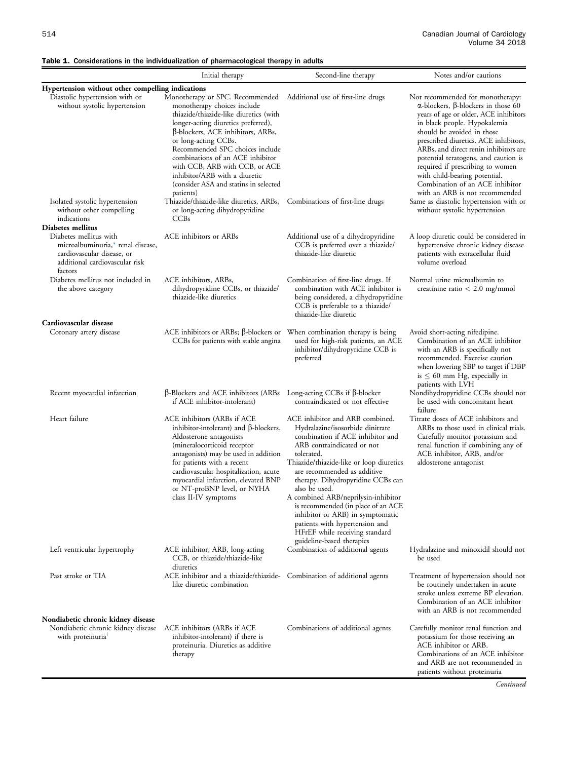**Table 1. Considerations in the individualization of pharmacological therapy in adults**

| | Initial therapy | Second-line therapy | Notes and/or cautions |
|---|---|---|---|
| **Hypertension without other compelling indications** | | | |
| Diastolic hypertension with or without systolic hypertension | Monotherapy or SPC. Recommended monotherapy choices include thiazide/thiazide-like diuretics (with longer-acting diuretics preferred), β-blockers, ACE inhibitors, ARBs, or long-acting CCBs. Recommended SPC choices include combinations of an ACE inhibitor with CCB, ARB with CCB, or ACE inhibitor/ARB with a diuretic (consider ASA and statins in selected patients) | Additional use of first-line drugs | Not recommended for monotherapy: α-blockers, β-blockers in those 60 years of age or older, ACE inhibitors in black people. Hypokalemia should be avoided in those prescribed diuretics. ACE inhibitors, ARBs, and direct renin inhibitors are potential teratogens, and caution is required if prescribing to women with child-bearing potential. Combination of an ACE inhibitor with an ARB is not recommended |
| Isolated systolic hypertension without other compelling indications | Thiazide/thiazide-like diuretics, ARBs, or long-acting dihydropyridine CCBs | Combinations of first-line drugs | Same as diastolic hypertension with or without systolic hypertension |
| **Diabetes mellitus** | | | |
| Diabetes mellitus with microalbuminuria,* renal disease, cardiovascular disease, or additional cardiovascular risk factors | ACE inhibitors or ARBs | Additional use of a dihydropyridine CCB is preferred over a thiazide/thiazide-like diuretic | A loop diuretic could be considered in hypertensive chronic kidney disease patients with extracellular fluid volume overload |
| Diabetes mellitus not included in the above category | ACE inhibitors, ARBs, dihydropyridine CCBs, or thiazide/thiazide-like diuretics | Combination of first-line drugs. If combination with ACE inhibitor is being considered, a dihydropyridine CCB is preferable to a thiazide/thiazide-like diuretic | Normal urine microalbumin to creatinine ratio < 2.0 mg/mmol |
| **Cardiovascular disease** | | | |
| Coronary artery disease | ACE inhibitors or ARBs; β-blockers or CCBs for patients with stable angina | When combination therapy is being used for high-risk patients, an ACE inhibitor/dihydropyridine CCB is preferred | Avoid short-acting nifedipine. Combination of an ACE inhibitor with an ARB is specifically not recommended. Exercise caution when lowering SBP to target if DBP is ≤ 60 mm Hg, especially in patients with LVH |
| Recent myocardial infarction | β-Blockers and ACE inhibitors (ARBs if ACE inhibitor-intolerant) | Long-acting CCBs if β-blocker contraindicated or not effective | Nondihydropyridine CCBs should not be used with concomitant heart failure |
| Heart failure | ACE inhibitors (ARBs if ACE inhibitor-intolerant) and β-blockers. Aldosterone antagonists (mineralocorticoid receptor antagonists) may be used in addition for patients with a recent cardiovascular hospitalization, acute myocardial infarction, elevated BNP or NT-proBNP level, or NYHA class II-IV symptoms | ACE inhibitor and ARB combined. Hydralazine/isosorbide dinitrate combination if ACE inhibitor and ARB contraindicated or not tolerated. Thiazide/thiazide-like or loop diuretics are recommended as additive therapy. Dihydropyridine CCBs can also be used. A combined ARB/neprilysin-inhibitor is recommended (in place of an ACE inhibitor or ARB) in symptomatic patients with hypertension and HFrEF while receiving standard guideline-based therapies | Titrate doses of ACE inhibitors and ARBs to those used in clinical trials. Carefully monitor potassium and renal function if combining any of ACE inhibitor, ARB, and/or aldosterone antagonist |
| Left ventricular hypertrophy | ACE inhibitor, ARB, long-acting CCB, or thiazide/thiazide-like diuretics | Combination of additional agents | Hydralazine and minoxidil should not be used |
| Past stroke or TIA | ACE inhibitor and a thiazide/thiazide-like diuretic combination | Combination of additional agents | Treatment of hypertension should not be routinely undertaken in acute stroke unless extreme BP elevation. Combination of an ACE inhibitor with an ARB is not recommended |
| **Nondiabetic chronic kidney disease** | | | |
| Nondiabetic chronic kidney disease with proteinuria[†] | ACE inhibitors (ARBs if ACE inhibitor-intolerant) if there is proteinuria. Diuretics as additive therapy | Combinations of additional agents | Carefully monitor renal function and potassium for those receiving an ACE inhibitor or ARB. Combinations of an ACE inhibitor and ARB are not recommended in patients without proteinuria |

*Continued*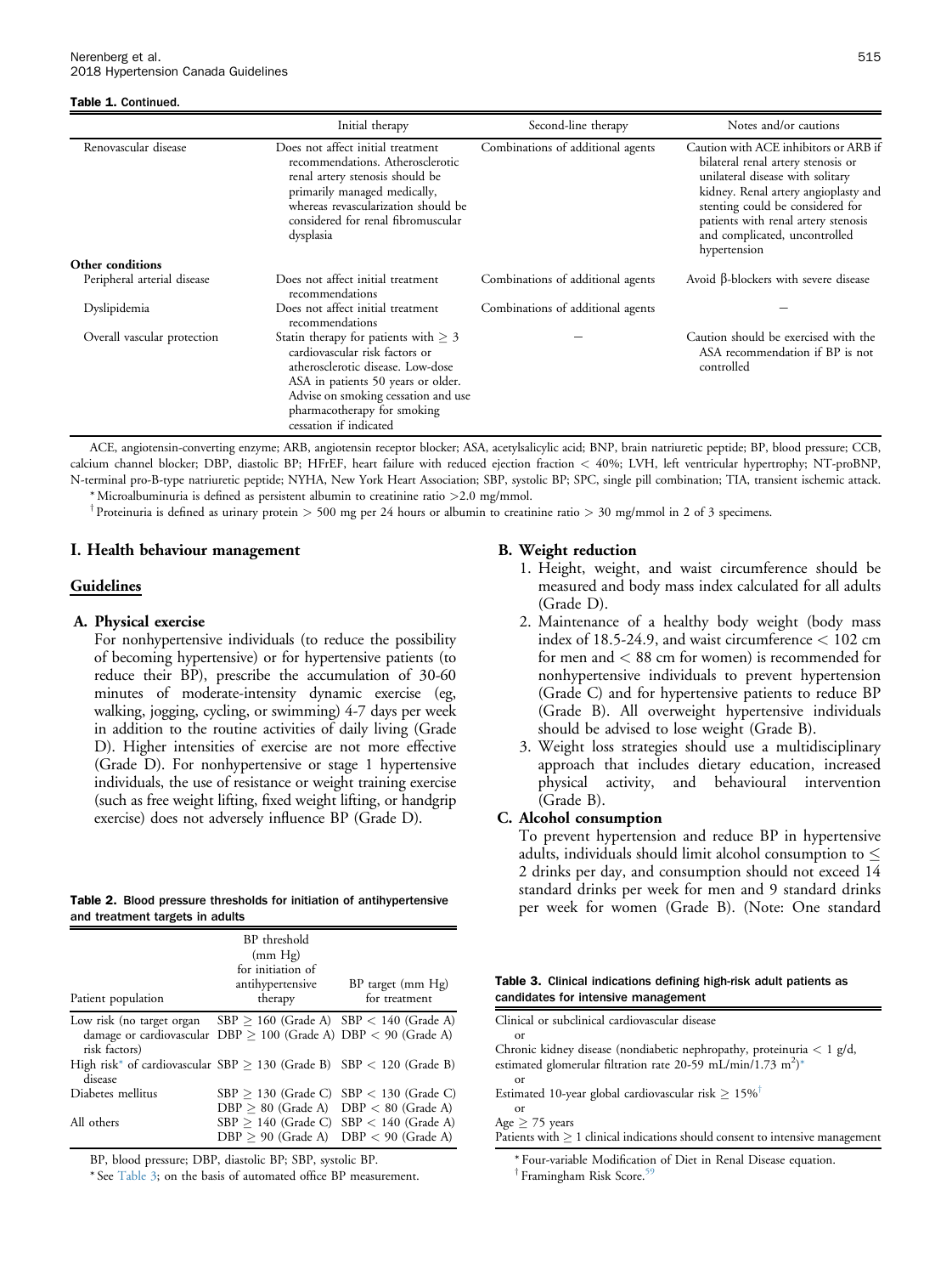**Table 1.** Continued.

| | Initial therapy | Second-line therapy | Notes and/or cautions |
|---|---|---|---|
| Renovascular disease | Does not affect initial treatment recommendations. Atherosclerotic renal artery stenosis should be primarily managed medically, whereas revascularization should be considered for renal fibromuscular dysplasia | Combinations of additional agents | Caution with ACE inhibitors or ARB if bilateral renal artery stenosis or unilateral disease with solitary kidney. Renal artery angioplasty and stenting could be considered for patients with renal artery stenosis and complicated, uncontrolled hypertension |
| **Other conditions** | | | |
| Peripheral arterial disease | Does not affect initial treatment recommendations | Combinations of additional agents | Avoid β-blockers with severe disease |
| Dyslipidemia | Does not affect initial treatment recommendations | Combinations of additional agents | — |
| Overall vascular protection | Statin therapy for patients with ≥ 3 cardiovascular risk factors or atherosclerotic disease. Low-dose ASA in patients 50 years or older. Advise on smoking cessation and use pharmacotherapy for smoking cessation if indicated | — | Caution should be exercised with the ASA recommendation if BP is not controlled |

ACE, angiotensin-converting enzyme; ARB, angiotensin receptor blocker; ASA, acetylsalicylic acid; BNP, brain natriuretic peptide; BP, blood pressure; CCB, calcium channel blocker; DBP, diastolic BP; HFrEF, heart failure with reduced ejection fraction < 40%; LVH, left ventricular hypertrophy; NT-proBNP, N-terminal pro-B-type natriuretic peptide; NYHA, New York Heart Association; SBP, systolic BP; SPC, single pill combination; TIA, transient ischemic attack.

* Microalbuminuria is defined as persistent albumin to creatinine ratio >2.0 mg/mmol.

† Proteinuria is defined as urinary protein > 500 mg per 24 hours or albumin to creatinine ratio > 30 mg/mmol in 2 of 3 specimens.

## I. Health behaviour management

### Guidelines

#### A. Physical exercise

For nonhypertensive individuals (to reduce the possibility of becoming hypertensive) or for hypertensive patients (to reduce their BP), prescribe the accumulation of 30-60 minutes of moderate-intensity dynamic exercise (eg, walking, jogging, cycling, or swimming) 4-7 days per week in addition to the routine activities of daily living (Grade D). Higher intensities of exercise are not more effective (Grade D). For nonhypertensive or stage 1 hypertensive individuals, the use of resistance or weight training exercise (such as free weight lifting, fixed weight lifting, or handgrip exercise) does not adversely influence BP (Grade D).

**Table 2.** Blood pressure thresholds for initiation of antihypertensive and treatment targets in adults

| Patient population | BP threshold (mm Hg) for initiation of antihypertensive therapy | BP target (mm Hg) for treatment |
|---|---|---|
| Low risk (no target organ damage or cardiovascular risk factors) | SBP ≥ 160 (Grade A)<br>DBP ≥ 100 (Grade A) | SBP < 140 (Grade A)<br>DBP < 90 (Grade A) |
| High risk* of cardiovascular disease | SBP ≥ 130 (Grade B) | SBP < 120 (Grade B) |
| Diabetes mellitus | SBP ≥ 130 (Grade C)<br>DBP ≥ 80 (Grade A) | SBP < 130 (Grade C)<br>DBP < 80 (Grade A) |
| All others | SBP ≥ 140 (Grade C)<br>DBP ≥ 90 (Grade A) | SBP < 140 (Grade A)<br>DBP < 90 (Grade A) |

BP, blood pressure; DBP, diastolic BP; SBP, systolic BP.

* See Table 3; on the basis of automated office BP measurement.

#### B. Weight reduction

1. Height, weight, and waist circumference should be measured and body mass index calculated for all adults (Grade D).
2. Maintenance of a healthy body weight (body mass index of 18.5-24.9, and waist circumference < 102 cm for men and < 88 cm for women) is recommended for nonhypertensive individuals to prevent hypertension (Grade C) and for hypertensive patients to reduce BP (Grade B). All overweight hypertensive individuals should be advised to lose weight (Grade B).
3. Weight loss strategies should use a multidisciplinary approach that includes dietary education, increased physical activity, and behavioural intervention (Grade B).

#### C. Alcohol consumption

To prevent hypertension and reduce BP in hypertensive adults, individuals should limit alcohol consumption to ≤ 2 drinks per day, and consumption should not exceed 14 standard drinks per week for men and 9 standard drinks per week for women (Grade B). (Note: One standard

**Table 3.** Clinical indications defining high-risk adult patients as candidates for intensive management

| |
|---|
| Clinical or subclinical cardiovascular disease |
| or |
| Chronic kidney disease (nondiabetic nephropathy, proteinuria < 1 g/d, estimated glomerular filtration rate 20-59 mL/min/1.73 $m^2$)* |
| or |
| Estimated 10-year global cardiovascular risk ≥ 15%† |
| or |
| Age ≥ 75 years |
| Patients with ≥ 1 clinical indications should consent to intensive management |

* Four-variable Modification of Diet in Renal Disease equation.

† Framingham Risk Score.[59]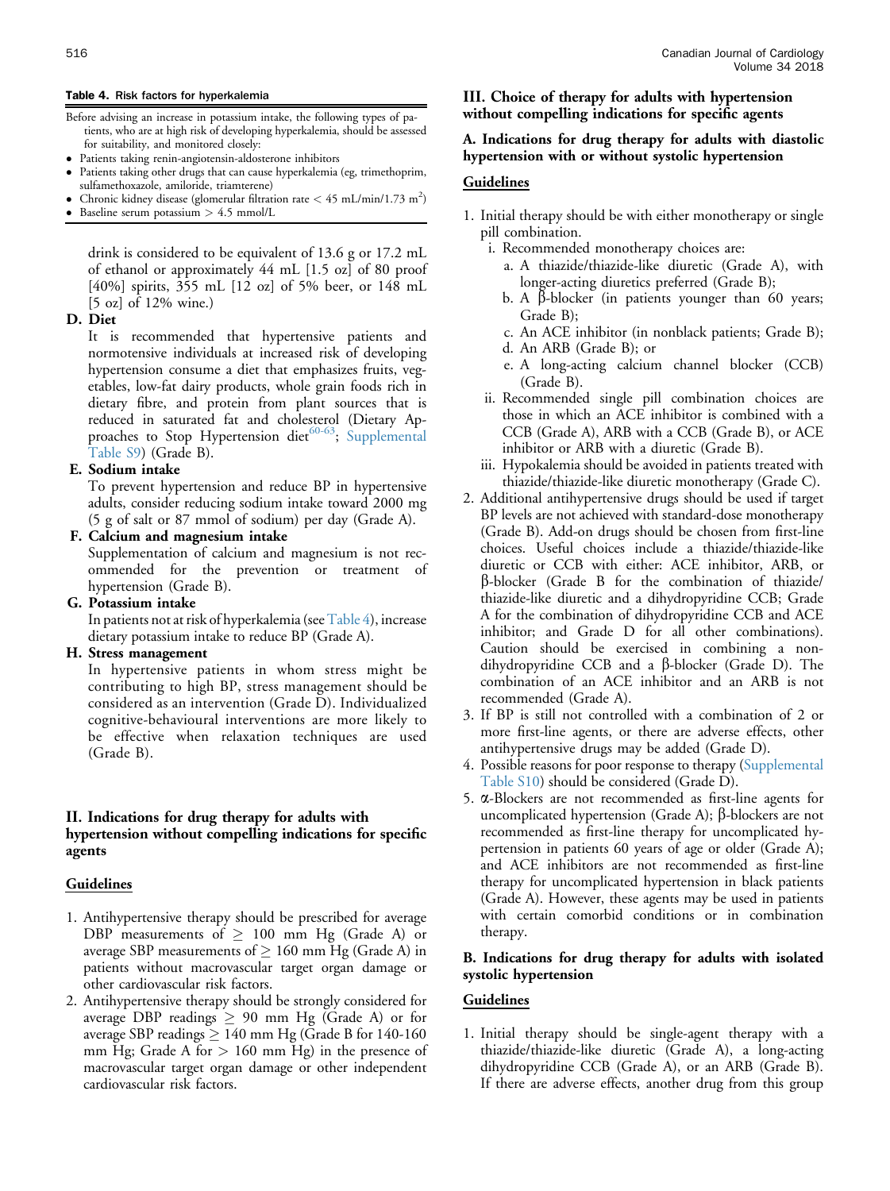**Table 4.** Risk factors for hyperkalemia

Before advising an increase in potassium intake, the following types of patients, who are at high risk of developing hyperkalemia, should be assessed for suitability, and monitored closely:

- Patients taking renin-angiotensin-aldosterone inhibitors
- Patients taking other drugs that can cause hyperkalemia (eg, trimethoprim, sulfamethoxazole, amiloride, triamterene)
- Chronic kidney disease (glomerular filtration rate < 45 mL/min/1.73 $m^2$)
- Baseline serum potassium > 4.5 mmol/L

drink is considered to be equivalent of 13.6 g or 17.2 mL of ethanol or approximately 44 mL [1.5 oz] of 80 proof [40%] spirits, 355 mL [12 oz] of 5% beer, or 148 mL [5 oz] of 12% wine.)

**D. Diet**

It is recommended that hypertensive patients and normotensive individuals at increased risk of developing hypertension consume a diet that emphasizes fruits, vegetables, low-fat dairy products, whole grain foods rich in dietary fibre, and protein from plant sources that is reduced in saturated fat and cholesterol (Dietary Approaches to Stop Hypertension diet[60-63]; Supplemental Table S9) (Grade B).

**E. Sodium intake**

To prevent hypertension and reduce BP in hypertensive adults, consider reducing sodium intake toward 2000 mg (5 g of salt or 87 mmol of sodium) per day (Grade A).

**F. Calcium and magnesium intake**

Supplementation of calcium and magnesium is not recommended for the prevention or treatment of hypertension (Grade B).

**G. Potassium intake**

In patients not at risk of hyperkalemia (see Table 4), increase dietary potassium intake to reduce BP (Grade A).

**H. Stress management**

In hypertensive patients in whom stress might be contributing to high BP, stress management should be considered as an intervention (Grade D). Individualized cognitive-behavioural interventions are more likely to be effective when relaxation techniques are used (Grade B).

## II. Indications for drug therapy for adults with hypertension without compelling indications for specific agents

**Guidelines**

1. Antihypertensive therapy should be prescribed for average DBP measurements of ≥ 100 mm Hg (Grade A) or average SBP measurements of ≥ 160 mm Hg (Grade A) in patients without macrovascular target organ damage or other cardiovascular risk factors.
2. Antihypertensive therapy should be strongly considered for average DBP readings ≥ 90 mm Hg (Grade A) or for average SBP readings ≥ 140 mm Hg (Grade B for 140-160 mm Hg; Grade A for > 160 mm Hg) in the presence of macrovascular target organ damage or other independent cardiovascular risk factors.

## III. Choice of therapy for adults with hypertension without compelling indications for specific agents

### A. Indications for drug therapy for adults with diastolic hypertension with or without systolic hypertension

**Guidelines**

1. Initial therapy should be with either monotherapy or single pill combination.
   - i. Recommended monotherapy choices are:
     - a. A thiazide/thiazide-like diuretic (Grade A), with longer-acting diuretics preferred (Grade B);
     - b. A β-blocker (in patients younger than 60 years; Grade B);
     - c. An ACE inhibitor (in nonblack patients; Grade B);
     - d. An ARB (Grade B); or
     - e. A long-acting calcium channel blocker (CCB) (Grade B).
   - ii. Recommended single pill combination choices are those in which an ACE inhibitor is combined with a CCB (Grade A), ARB with a CCB (Grade B), or ACE inhibitor or ARB with a diuretic (Grade B).
   - iii. Hypokalemia should be avoided in patients treated with thiazide/thiazide-like diuretic monotherapy (Grade C).
2. Additional antihypertensive drugs should be used if target BP levels are not achieved with standard-dose monotherapy (Grade B). Add-on drugs should be chosen from first-line choices. Useful choices include a thiazide/thiazide-like diuretic or CCB with either: ACE inhibitor, ARB, or β-blocker (Grade B for the combination of thiazide/thiazide-like diuretic and a dihydropyridine CCB; Grade A for the combination of dihydropyridine CCB and ACE inhibitor; and Grade D for all other combinations). Caution should be exercised in combining a nondihydropyridine CCB and a β-blocker (Grade D). The combination of an ACE inhibitor and an ARB is not recommended (Grade A).
3. If BP is still not controlled with a combination of 2 or more first-line agents, or there are adverse effects, other antihypertensive drugs may be added (Grade D).
4. Possible reasons for poor response to therapy (Supplemental Table S10) should be considered (Grade D).
5. α-Blockers are not recommended as first-line agents for uncomplicated hypertension (Grade A); β-blockers are not recommended as first-line therapy for uncomplicated hypertension in patients 60 years of age or older (Grade A); and ACE inhibitors are not recommended as first-line therapy for uncomplicated hypertension in black patients (Grade A). However, these agents may be used in patients with certain comorbid conditions or in combination therapy.

### B. Indications for drug therapy for adults with isolated systolic hypertension

**Guidelines**

1. Initial therapy should be single-agent therapy with a thiazide/thiazide-like diuretic (Grade A), a long-acting dihydropyridine CCB (Grade A), or an ARB (Grade B). If there are adverse effects, another drug from this group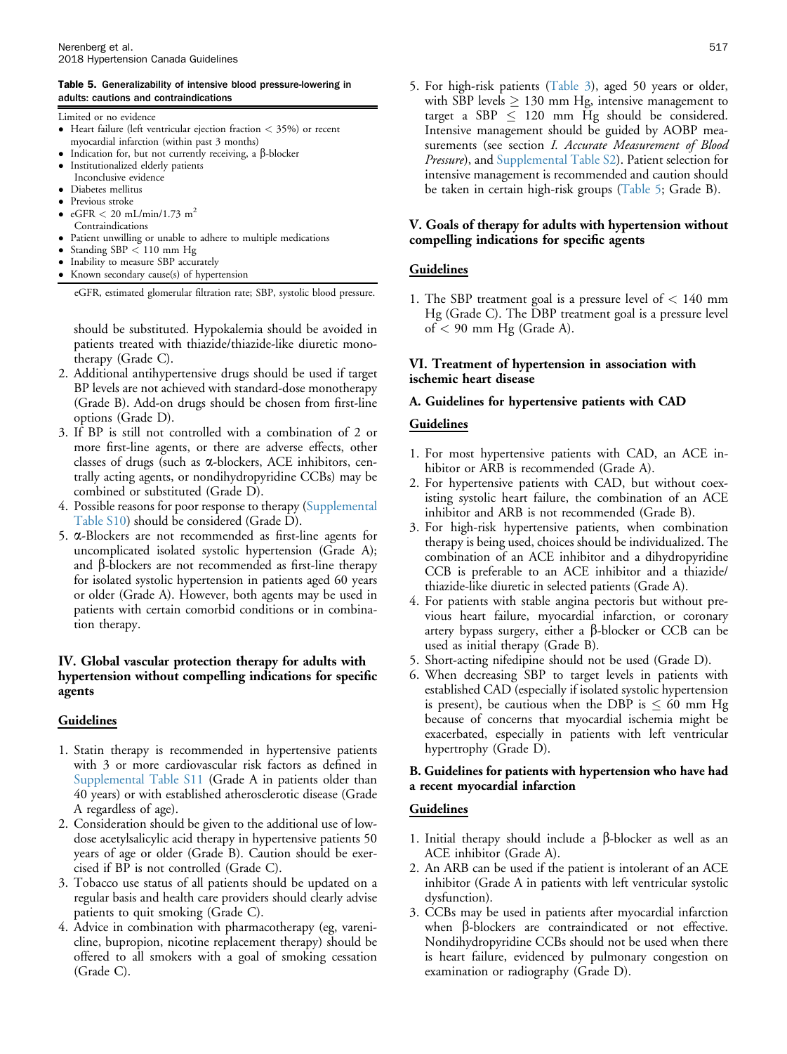**Table 5. Generalizability of intensive blood pressure-lowering in adults: cautions and contraindications**

| Limited or no evidence |
|---|
| • Heart failure (left ventricular ejection fraction < 35%) or recent myocardial infarction (within past 3 months) |
| • Indication for, but not currently receiving, a β-blocker |
| • Institutionalized elderly patients |
| Inconclusive evidence |
| • Diabetes mellitus |
| • Previous stroke |
| • eGFR < 20 mL/min/1.73 $m^2$ |
| Contraindications |
| • Patient unwilling or unable to adhere to multiple medications |
| • Standing SBP < 110 mm Hg |
| • Inability to measure SBP accurately |
| • Known secondary cause(s) of hypertension |

eGFR, estimated glomerular filtration rate; SBP, systolic blood pressure.

should be substituted. Hypokalemia should be avoided in patients treated with thiazide/thiazide-like diuretic monotherapy (Grade C).

2. Additional antihypertensive drugs should be used if target BP levels are not achieved with standard-dose monotherapy (Grade B). Add-on drugs should be chosen from first-line options (Grade D).
3. If BP is still not controlled with a combination of 2 or more first-line agents, or there are adverse effects, other classes of drugs (such as α-blockers, ACE inhibitors, centrally acting agents, or nondihydropyridine CCBs) may be combined or substituted (Grade D).
4. Possible reasons for poor response to therapy (Supplemental Table S10) should be considered (Grade D).
5. α-Blockers are not recommended as first-line agents for uncomplicated isolated systolic hypertension (Grade A); and β-blockers are not recommended as first-line therapy for isolated systolic hypertension in patients aged 60 years or older (Grade A). However, both agents may be used in patients with certain comorbid conditions or in combination therapy.

## IV. Global vascular protection therapy for adults with hypertension without compelling indications for specific agents

### Guidelines

1. Statin therapy is recommended in hypertensive patients with 3 or more cardiovascular risk factors as defined in Supplemental Table S11 (Grade A in patients older than 40 years) or with established atherosclerotic disease (Grade A regardless of age).
2. Consideration should be given to the additional use of low-dose acetylsalicylic acid therapy in hypertensive patients 50 years of age or older (Grade B). Caution should be exercised if BP is not controlled (Grade C).
3. Tobacco use status of all patients should be updated on a regular basis and health care providers should clearly advise patients to quit smoking (Grade C).
4. Advice in combination with pharmacotherapy (eg, varenicline, bupropion, nicotine replacement therapy) should be offered to all smokers with a goal of smoking cessation (Grade C).
5. For high-risk patients (Table 3), aged 50 years or older, with SBP levels ≥ 130 mm Hg, intensive management to target a SBP ≤ 120 mm Hg should be considered. Intensive management should be guided by AOBP measurements (see section *I. Accurate Measurement of Blood Pressure*), and Supplemental Table S2). Patient selection for intensive management is recommended and caution should be taken in certain high-risk groups (Table 5; Grade B).

## V. Goals of therapy for adults with hypertension without compelling indications for specific agents

### Guidelines

1. The SBP treatment goal is a pressure level of < 140 mm Hg (Grade C). The DBP treatment goal is a pressure level of < 90 mm Hg (Grade A).

## VI. Treatment of hypertension in association with ischemic heart disease

### A. Guidelines for hypertensive patients with CAD

### Guidelines

1. For most hypertensive patients with CAD, an ACE inhibitor or ARB is recommended (Grade A).
2. For hypertensive patients with CAD, but without coexisting systolic heart failure, the combination of an ACE inhibitor and ARB is not recommended (Grade B).
3. For high-risk hypertensive patients, when combination therapy is being used, choices should be individualized. The combination of an ACE inhibitor and a dihydropyridine CCB is preferable to an ACE inhibitor and a thiazide/thiazide-like diuretic in selected patients (Grade A).
4. For patients with stable angina pectoris but without previous heart failure, myocardial infarction, or coronary artery bypass surgery, either a β-blocker or CCB can be used as initial therapy (Grade B).
5. Short-acting nifedipine should not be used (Grade D).
6. When decreasing SBP to target levels in patients with established CAD (especially if isolated systolic hypertension is present), be cautious when the DBP is ≤ 60 mm Hg because of concerns that myocardial ischemia might be exacerbated, especially in patients with left ventricular hypertrophy (Grade D).

### B. Guidelines for patients with hypertension who have had a recent myocardial infarction

### Guidelines

1. Initial therapy should include a β-blocker as well as an ACE inhibitor (Grade A).
2. An ARB can be used if the patient is intolerant of an ACE inhibitor (Grade A in patients with left ventricular systolic dysfunction).
3. CCBs may be used in patients after myocardial infarction when β-blockers are contraindicated or not effective. Nondihydropyridine CCBs should not be used when there is heart failure, evidenced by pulmonary congestion on examination or radiography (Grade D).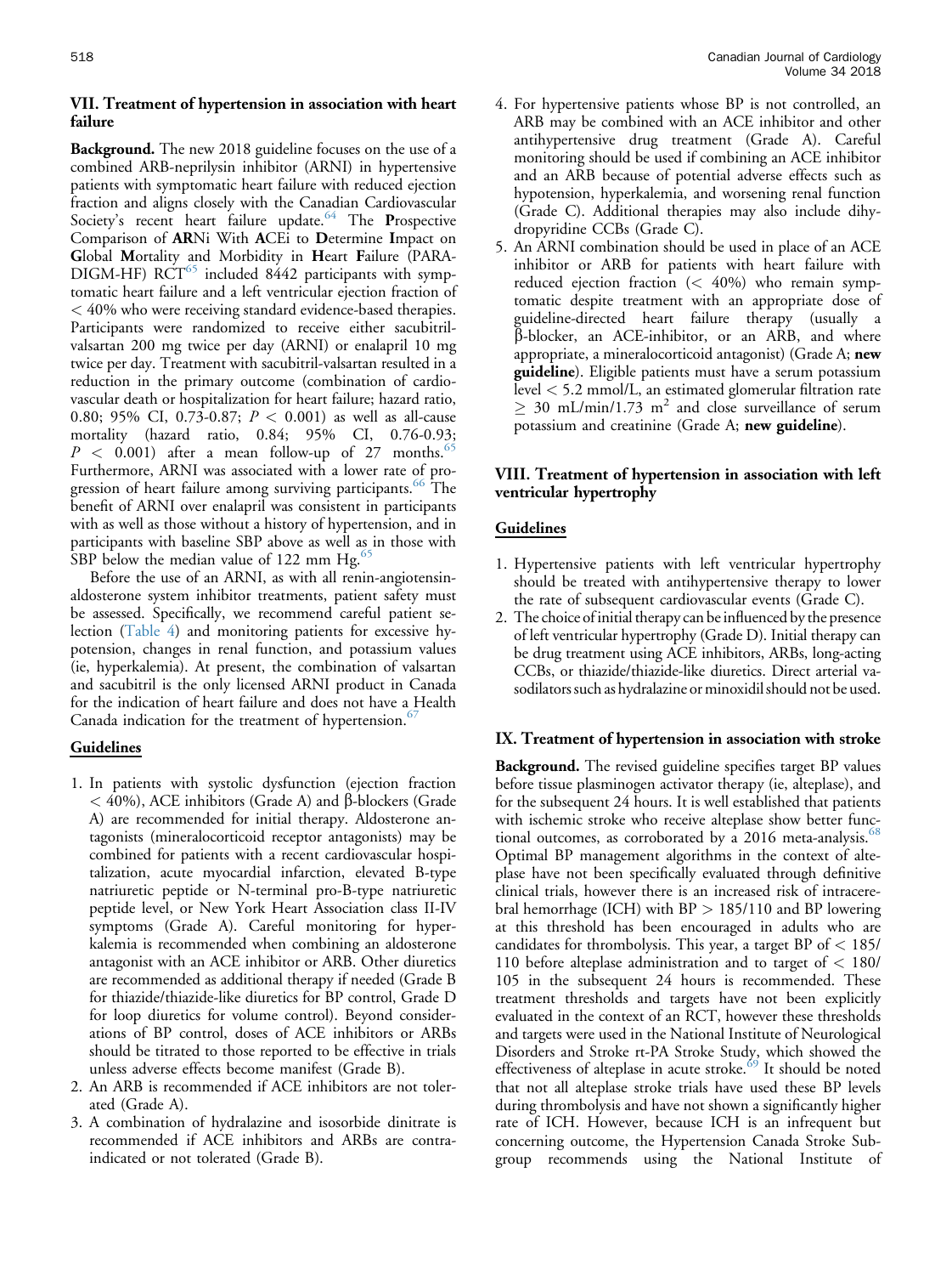### VII. Treatment of hypertension in association with heart failure

**Background.** The new 2018 guideline focuses on the use of a combined ARB-neprilysin inhibitor (ARNI) in hypertensive patients with symptomatic heart failure with reduced ejection fraction and aligns closely with the Canadian Cardiovascular Society's recent heart failure update.[64] The **P**rospective Comparison of **AR**Ni With **A**CEi to **D**etermine **I**mpact on **G**lobal **M**ortality and Morbidity in **H**eart **F**ailure (PARADIGM-HF) RCT[65] included 8442 participants with symptomatic heart failure and a left ventricular ejection fraction of < 40% who were receiving standard evidence-based therapies. Participants were randomized to receive either sacubitril-valsartan 200 mg twice per day (ARNI) or enalapril 10 mg twice per day. Treatment with sacubitril-valsartan resulted in a reduction in the primary outcome (combination of cardiovascular death or hospitalization for heart failure; hazard ratio, 0.80; 95% CI, 0.73-0.87; $P < 0.001$) as well as all-cause mortality (hazard ratio, 0.84; 95% CI, 0.76-0.93; $P < 0.001$) after a mean follow-up of 27 months.[65] Furthermore, ARNI was associated with a lower rate of progression of heart failure among surviving participants.[66] The benefit of ARNI over enalapril was consistent in participants with as well as those without a history of hypertension, and in participants with baseline SBP above as well as in those with SBP below the median value of 122 mm Hg.[65]

Before the use of an ARNI, as with all renin-angiotensin-aldosterone system inhibitor treatments, patient safety must be assessed. Specifically, we recommend careful patient selection (Table 4) and monitoring patients for excessive hypotension, changes in renal function, and potassium values (ie, hyperkalemia). At present, the combination of valsartan and sacubitril is the only licensed ARNI product in Canada for the indication of heart failure and does not have a Health Canada indication for the treatment of hypertension.[67]

#### Guidelines

1. In patients with systolic dysfunction (ejection fraction < 40%), ACE inhibitors (Grade A) and β-blockers (Grade A) are recommended for initial therapy. Aldosterone antagonists (mineralocorticoid receptor antagonists) may be combined for patients with a recent cardiovascular hospitalization, acute myocardial infarction, elevated B-type natriuretic peptide or N-terminal pro-B-type natriuretic peptide level, or New York Heart Association class II-IV symptoms (Grade A). Careful monitoring for hyperkalemia is recommended when combining an aldosterone antagonist with an ACE inhibitor or ARB. Other diuretics are recommended as additional therapy if needed (Grade B for thiazide/thiazide-like diuretics for BP control, Grade D for loop diuretics for volume control). Beyond considerations of BP control, doses of ACE inhibitors or ARBs should be titrated to those reported to be effective in trials unless adverse effects become manifest (Grade B).
2. An ARB is recommended if ACE inhibitors are not tolerated (Grade A).
3. A combination of hydralazine and isosorbide dinitrate is recommended if ACE inhibitors and ARBs are contraindicated or not tolerated (Grade B).
4. For hypertensive patients whose BP is not controlled, an ARB may be combined with an ACE inhibitor and other antihypertensive drug treatment (Grade A). Careful monitoring should be used if combining an ACE inhibitor and an ARB because of potential adverse effects such as hypotension, hyperkalemia, and worsening renal function (Grade C). Additional therapies may also include dihydropyridine CCBs (Grade C).
5. An ARNI combination should be used in place of an ACE inhibitor or ARB for patients with heart failure with reduced ejection fraction (< 40%) who remain symptomatic despite treatment with an appropriate dose of guideline-directed heart failure therapy (usually a β-blocker, an ACE-inhibitor, or an ARB, and where appropriate, a mineralocorticoid antagonist) (Grade A; **new guideline**). Eligible patients must have a serum potassium level < 5.2 mmol/L, an estimated glomerular filtration rate ≥ 30 mL/min/1.73 m$^2$ and close surveillance of serum potassium and creatinine (Grade A; **new guideline**).

### VIII. Treatment of hypertension in association with left ventricular hypertrophy

#### Guidelines

1. Hypertensive patients with left ventricular hypertrophy should be treated with antihypertensive therapy to lower the rate of subsequent cardiovascular events (Grade C).
2. The choice of initial therapy can be influenced by the presence of left ventricular hypertrophy (Grade D). Initial therapy can be drug treatment using ACE inhibitors, ARBs, long-acting CCBs, or thiazide/thiazide-like diuretics. Direct arterial vasodilators such as hydralazine or minoxidil should not be used.

### IX. Treatment of hypertension in association with stroke

**Background.** The revised guideline specifies target BP values before tissue plasminogen activator therapy (ie, alteplase), and for the subsequent 24 hours. It is well established that patients with ischemic stroke who receive alteplase show better functional outcomes, as corroborated by a 2016 meta-analysis.[68] Optimal BP management algorithms in the context of alteplase have not been specifically evaluated through definitive clinical trials, however there is an increased risk of intracerebral hemorrhage (ICH) with BP > 185/110 and BP lowering at this threshold has been encouraged in adults who are candidates for thrombolysis. This year, a target BP of < 185/110 before alteplase administration and to target of < 180/105 in the subsequent 24 hours is recommended. These treatment thresholds and targets have not been explicitly evaluated in the context of an RCT, however these thresholds and targets were used in the National Institute of Neurological Disorders and Stroke rt-PA Stroke Study, which showed the effectiveness of alteplase in acute stroke.[69] It should be noted that not all alteplase stroke trials have used these BP levels during thrombolysis and have not shown a significantly higher rate of ICH. However, because ICH is an infrequent but concerning outcome, the Hypertension Canada Stroke Subgroup recommends using the National Institute of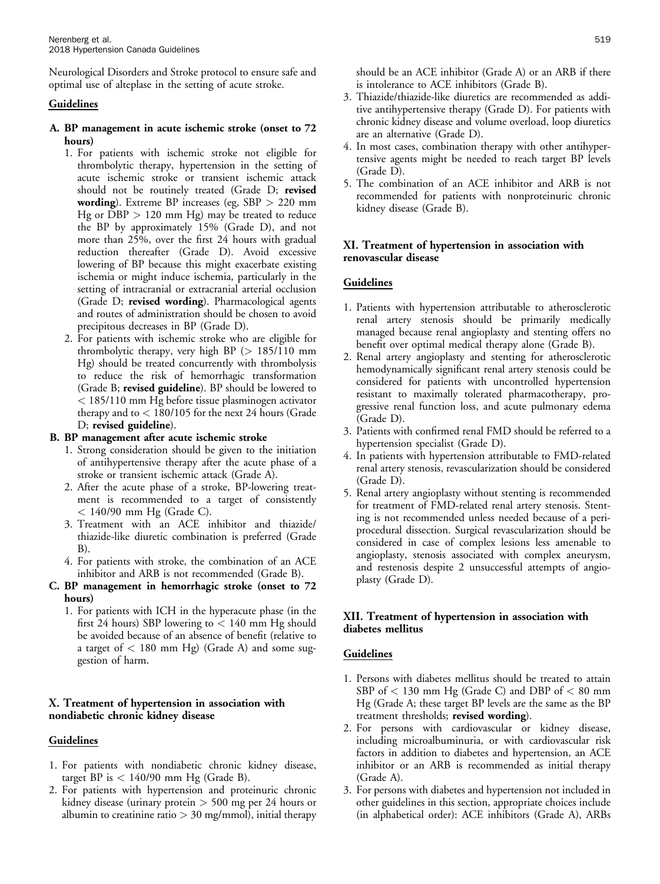Neurological Disorders and Stroke protocol to ensure safe and optimal use of alteplase in the setting of acute stroke.

**Guidelines**

**A. BP management in acute ischemic stroke (onset to 72 hours)**

1. For patients with ischemic stroke not eligible for thrombolytic therapy, hypertension in the setting of acute ischemic stroke or transient ischemic attack should not be routinely treated (Grade D; **revised wording**). Extreme BP increases (eg, SBP > 220 mm Hg or DBP > 120 mm Hg) may be treated to reduce the BP by approximately 15% (Grade D), and not more than 25%, over the first 24 hours with gradual reduction thereafter (Grade D). Avoid excessive lowering of BP because this might exacerbate existing ischemia or might induce ischemia, particularly in the setting of intracranial or extracranial arterial occlusion (Grade D; **revised wording**). Pharmacological agents and routes of administration should be chosen to avoid precipitous decreases in BP (Grade D).
2. For patients with ischemic stroke who are eligible for thrombolytic therapy, very high BP (> 185/110 mm Hg) should be treated concurrently with thrombolysis to reduce the risk of hemorrhagic transformation (Grade B; **revised guideline**). BP should be lowered to < 185/110 mm Hg before tissue plasminogen activator therapy and to < 180/105 for the next 24 hours (Grade D; **revised guideline**).

**B. BP management after acute ischemic stroke**

1. Strong consideration should be given to the initiation of antihypertensive therapy after the acute phase of a stroke or transient ischemic attack (Grade A).
2. After the acute phase of a stroke, BP-lowering treatment is recommended to a target of consistently < 140/90 mm Hg (Grade C).
3. Treatment with an ACE inhibitor and thiazide/thiazide-like diuretic combination is preferred (Grade B).
4. For patients with stroke, the combination of an ACE inhibitor and ARB is not recommended (Grade B).

**C. BP management in hemorrhagic stroke (onset to 72 hours)**

1. For patients with ICH in the hyperacute phase (in the first 24 hours) SBP lowering to < 140 mm Hg should be avoided because of an absence of benefit (relative to a target of < 180 mm Hg) (Grade A) and some suggestion of harm.

### X. Treatment of hypertension in association with nondiabetic chronic kidney disease

**Guidelines**

1. For patients with nondiabetic chronic kidney disease, target BP is < 140/90 mm Hg (Grade B).
2. For patients with hypertension and proteinuric chronic kidney disease (urinary protein > 500 mg per 24 hours or albumin to creatinine ratio > 30 mg/mmol), initial therapy should be an ACE inhibitor (Grade A) or an ARB if there is intolerance to ACE inhibitors (Grade B).
3. Thiazide/thiazide-like diuretics are recommended as additive antihypertensive therapy (Grade D). For patients with chronic kidney disease and volume overload, loop diuretics are an alternative (Grade D).
4. In most cases, combination therapy with other antihypertensive agents might be needed to reach target BP levels (Grade D).
5. The combination of an ACE inhibitor and ARB is not recommended for patients with nonproteinuric chronic kidney disease (Grade B).

### XI. Treatment of hypertension in association with renovascular disease

**Guidelines**

1. Patients with hypertension attributable to atherosclerotic renal artery stenosis should be primarily medically managed because renal angioplasty and stenting offers no benefit over optimal medical therapy alone (Grade B).
2. Renal artery angioplasty and stenting for atherosclerotic hemodynamically significant renal artery stenosis could be considered for patients with uncontrolled hypertension resistant to maximally tolerated pharmacotherapy, progressive renal function loss, and acute pulmonary edema (Grade D).
3. Patients with confirmed renal FMD should be referred to a hypertension specialist (Grade D).
4. In patients with hypertension attributable to FMD-related renal artery stenosis, revascularization should be considered (Grade D).
5. Renal artery angioplasty without stenting is recommended for treatment of FMD-related renal artery stenosis. Stenting is not recommended unless needed because of a periprocedural dissection. Surgical revascularization should be considered in case of complex lesions less amenable to angioplasty, stenosis associated with complex aneurysm, and restenosis despite 2 unsuccessful attempts of angioplasty (Grade D).

### XII. Treatment of hypertension in association with diabetes mellitus

**Guidelines**

1. Persons with diabetes mellitus should be treated to attain SBP of < 130 mm Hg (Grade C) and DBP of < 80 mm Hg (Grade A; these target BP levels are the same as the BP treatment thresholds; **revised wording**).
2. For persons with cardiovascular or kidney disease, including microalbuminuria, or with cardiovascular risk factors in addition to diabetes and hypertension, an ACE inhibitor or an ARB is recommended as initial therapy (Grade A).
3. For persons with diabetes and hypertension not included in other guidelines in this section, appropriate choices include (in alphabetical order): ACE inhibitors (Grade A), ARBs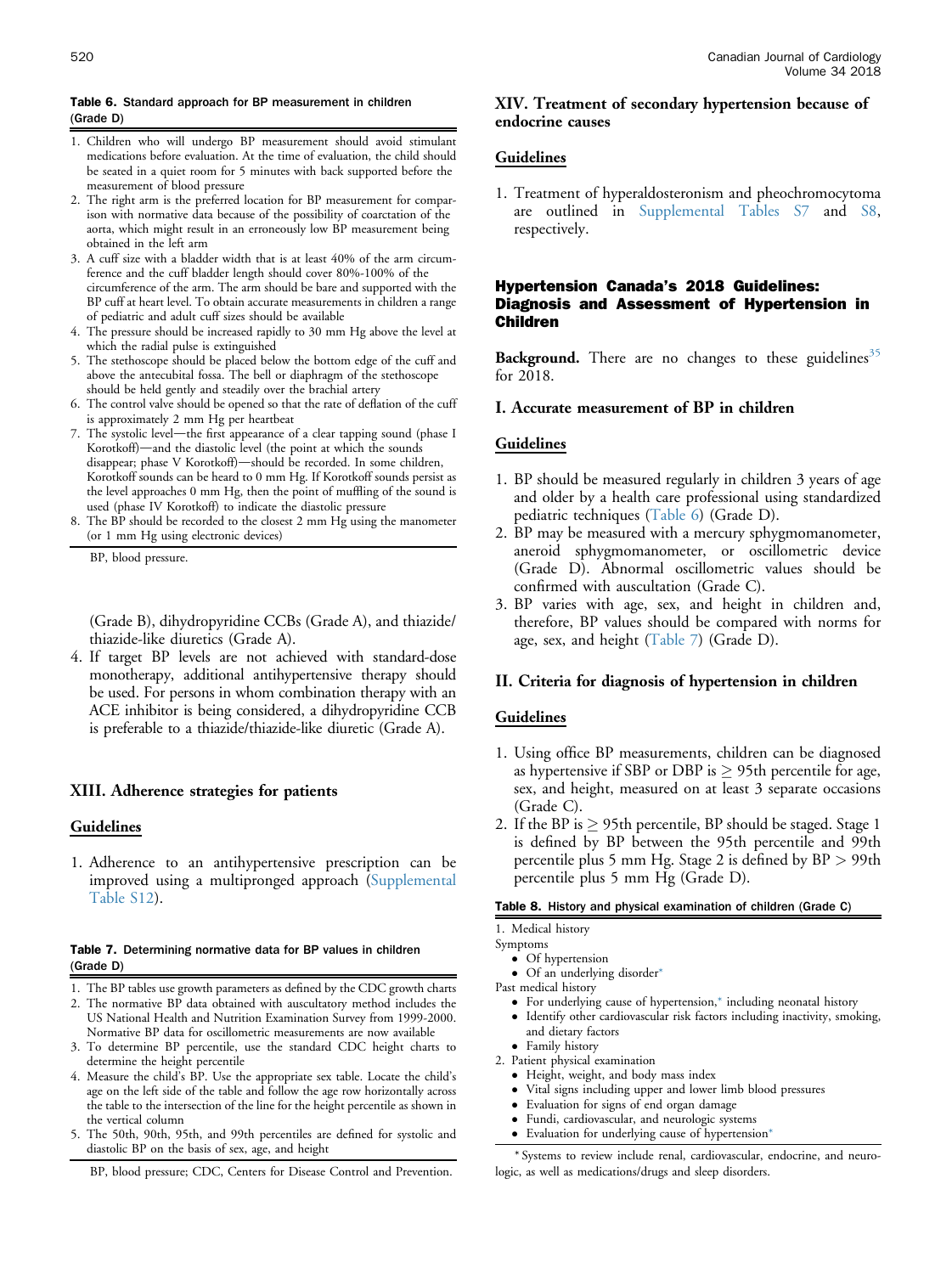**Table 6.** Standard approach for BP measurement in children (Grade D)

1. Children who will undergo BP measurement should avoid stimulant medications before evaluation. At the time of evaluation, the child should be seated in a quiet room for 5 minutes with back supported before the measurement of blood pressure
2. The right arm is the preferred location for BP measurement for comparison with normative data because of the possibility of coarctation of the aorta, which might result in an erroneously low BP measurement being obtained in the left arm
3. A cuff size with a bladder width that is at least 40% of the arm circumference and the cuff bladder length should cover 80%-100% of the circumference of the arm. The arm should be bare and supported with the BP cuff at heart level. To obtain accurate measurements in children a range of pediatric and adult cuff sizes should be available
4. The pressure should be increased rapidly to 30 mm Hg above the level at which the radial pulse is extinguished
5. The stethoscope should be placed below the bottom edge of the cuff and above the antecubital fossa. The bell or diaphragm of the stethoscope should be held gently and steadily over the brachial artery
6. The control valve should be opened so that the rate of deflation of the cuff is approximately 2 mm Hg per heartbeat
7. The systolic level—the first appearance of a clear tapping sound (phase I Korotkoff)—and the diastolic level (the point at which the sounds disappear; phase V Korotkoff)—should be recorded. In some children, Korotkoff sounds can be heard to 0 mm Hg. If Korotkoff sounds persist as the level approaches 0 mm Hg, then the point of muffling of the sound is used (phase IV Korotkoff) to indicate the diastolic pressure
8. The BP should be recorded to the closest 2 mm Hg using the manometer (or 1 mm Hg using electronic devices)

BP, blood pressure.

(Grade B), dihydropyridine CCBs (Grade A), and thiazide/thiazide-like diuretics (Grade A).

4. If target BP levels are not achieved with standard-dose monotherapy, additional antihypertensive therapy should be used. For persons in whom combination therapy with an ACE inhibitor is being considered, a dihydropyridine CCB is preferable to a thiazide/thiazide-like diuretic (Grade A).

### XIII. Adherence strategies for patients

#### Guidelines

1. Adherence to an antihypertensive prescription can be improved using a multipronged approach (Supplemental Table S12).

**Table 7.** Determining normative data for BP values in children (Grade D)

1. The BP tables use growth parameters as defined by the CDC growth charts
2. The normative BP data obtained with auscultatory method includes the US National Health and Nutrition Examination Survey from 1999-2000. Normative BP data for oscillometric measurements are now available
3. To determine BP percentile, use the standard CDC height charts to determine the height percentile
4. Measure the child's BP. Use the appropriate sex table. Locate the child's age on the left side of the table and follow the age row horizontally across the table to the intersection of the line for the height percentile as shown in the vertical column
5. The 50th, 90th, 95th, and 99th percentiles are defined for systolic and diastolic BP on the basis of sex, age, and height

BP, blood pressure; CDC, Centers for Disease Control and Prevention.

### XIV. Treatment of secondary hypertension because of endocrine causes

#### Guidelines

1. Treatment of hyperaldosteronism and pheochromocytoma are outlined in Supplemental Tables S7 and S8, respectively.

## Hypertension Canada's 2018 Guidelines: Diagnosis and Assessment of Hypertension in Children

**Background.** There are no changes to these guidelines[35] for 2018.

### I. Accurate measurement of BP in children

#### Guidelines

1. BP should be measured regularly in children 3 years of age and older by a health care professional using standardized pediatric techniques (Table 6) (Grade D).
2. BP may be measured with a mercury sphygmomanometer, aneroid sphygmomanometer, or oscillometric device (Grade D). Abnormal oscillometric values should be confirmed with auscultation (Grade C).
3. BP varies with age, sex, and height in children and, therefore, BP values should be compared with norms for age, sex, and height (Table 7) (Grade D).

### II. Criteria for diagnosis of hypertension in children

#### Guidelines

1. Using office BP measurements, children can be diagnosed as hypertensive if SBP or DBP is $\geq$ 95th percentile for age, sex, and height, measured on at least 3 separate occasions (Grade C).
2. If the BP is $\geq$ 95th percentile, BP should be staged. Stage 1 is defined by BP between the 95th percentile and 99th percentile plus 5 mm Hg. Stage 2 is defined by BP $>$ 99th percentile plus 5 mm Hg (Grade D).

**Table 8.** History and physical examination of children (Grade C)

1. Medical history

Symptoms
- Of hypertension
- Of an underlying disorder*

Past medical history
- For underlying cause of hypertension,* including neonatal history
- Identify other cardiovascular risk factors including inactivity, smoking, and dietary factors
- Family history

2. Patient physical examination
- Height, weight, and body mass index
- Vital signs including upper and lower limb blood pressures
- Evaluation for signs of end organ damage
- Fundi, cardiovascular, and neurologic systems
- Evaluation for underlying cause of hypertension*

\* Systems to review include renal, cardiovascular, endocrine, and neurologic, as well as medications/drugs and sleep disorders.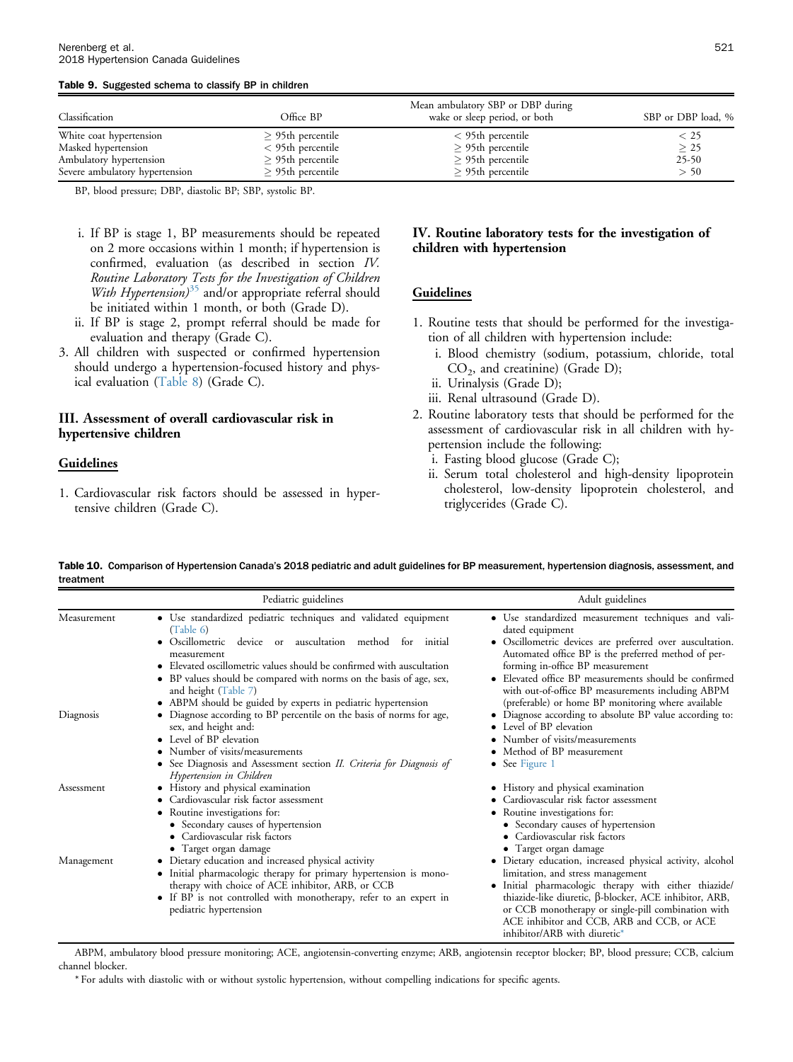**Table 9. Suggested schema to classify BP in children**

| Classification | Office BP | Mean ambulatory SBP or DBP during wake or sleep period, or both | SBP or DBP load, % |
|---|---|---|---|
| White coat hypertension | ≥ 95th percentile | < 95th percentile | < 25 |
| Masked hypertension | < 95th percentile | ≥ 95th percentile | ≥ 25 |
| Ambulatory hypertension | ≥ 95th percentile | ≥ 95th percentile | 25-50 |
| Severe ambulatory hypertension | ≥ 95th percentile | ≥ 95th percentile | > 50 |

BP, blood pressure; DBP, diastolic BP; SBP, systolic BP.

i. If BP is stage 1, BP measurements should be repeated on 2 more occasions within 1 month; if hypertension is confirmed, evaluation (as described in section *IV. Routine Laboratory Tests for the Investigation of Children With Hypertension*)[35] and/or appropriate referral should be initiated within 1 month, or both (Grade D).

ii. If BP is stage 2, prompt referral should be made for evaluation and therapy (Grade C).

3. All children with suspected or confirmed hypertension should undergo a hypertension-focused history and physical evaluation (Table 8) (Grade C).

### III. Assessment of overall cardiovascular risk in hypertensive children

#### Guidelines

1. Cardiovascular risk factors should be assessed in hypertensive children (Grade C).

### IV. Routine laboratory tests for the investigation of children with hypertension

#### Guidelines

1. Routine tests that should be performed for the investigation of all children with hypertension include:
   i. Blood chemistry (sodium, potassium, chloride, total $CO_2$, and creatinine) (Grade D);
   ii. Urinalysis (Grade D);
   iii. Renal ultrasound (Grade D).
2. Routine laboratory tests that should be performed for the assessment of cardiovascular risk in all children with hypertension include the following:
   i. Fasting blood glucose (Grade C);
   ii. Serum total cholesterol and high-density lipoprotein cholesterol, low-density lipoprotein cholesterol, and triglycerides (Grade C).

**Table 10. Comparison of Hypertension Canada's 2018 pediatric and adult guidelines for BP measurement, hypertension diagnosis, assessment, and treatment**

| | Pediatric guidelines | Adult guidelines |
|---|---|---|
| Measurement | • Use standardized pediatric techniques and validated equipment (Table 6)<br>• Oscillometric device or auscultation method for initial measurement<br>• Elevated oscillometric values should be confirmed with auscultation<br>• BP values should be compared with norms on the basis of age, sex, and height (Table 7)<br>• ABPM should be guided by experts in pediatric hypertension | • Use standardized measurement techniques and validated equipment<br>• Oscillometric devices are preferred over auscultation. Automated office BP is the preferred method of performing in-office BP measurement<br>• Elevated office BP measurements should be confirmed with out-of-office BP measurements including ABPM (preferable) or home BP monitoring where available |
| Diagnosis | • Diagnose according to BP percentile on the basis of norms for age, sex, and height and:<br>• Level of BP elevation<br>• Number of visits/measurements<br>• See Diagnosis and Assessment section *II. Criteria for Diagnosis of Hypertension in Children* | • Diagnose according to absolute BP value according to:<br>• Level of BP elevation<br>• Number of visits/measurements<br>• Method of BP measurement<br>• See Figure 1 |
| Assessment | • History and physical examination<br>• Cardiovascular risk factor assessment<br>• Routine investigations for:<br>• Secondary causes of hypertension<br>• Cardiovascular risk factors<br>• Target organ damage | • History and physical examination<br>• Cardiovascular risk factor assessment<br>• Routine investigations for:<br>• Secondary causes of hypertension<br>• Cardiovascular risk factors<br>• Target organ damage |
| Management | • Dietary education and increased physical activity<br>• Initial pharmacologic therapy for primary hypertension is monotherapy with choice of ACE inhibitor, ARB, or CCB<br>• If BP is not controlled with monotherapy, refer to an expert in pediatric hypertension | • Dietary education, increased physical activity, alcohol limitation, and stress management<br>• Initial pharmacologic therapy with either thiazide/thiazide-like diuretic, β-blocker, ACE inhibitor, ARB, or CCB monotherapy or single-pill combination with ACE inhibitor and CCB, ARB and CCB, or ACE inhibitor/ARB with diuretic* |

ABPM, ambulatory blood pressure monitoring; ACE, angiotensin-converting enzyme; ARB, angiotensin receptor blocker; BP, blood pressure; CCB, calcium channel blocker.

\* For adults with diastolic with or without systolic hypertension, without compelling indications for specific agents.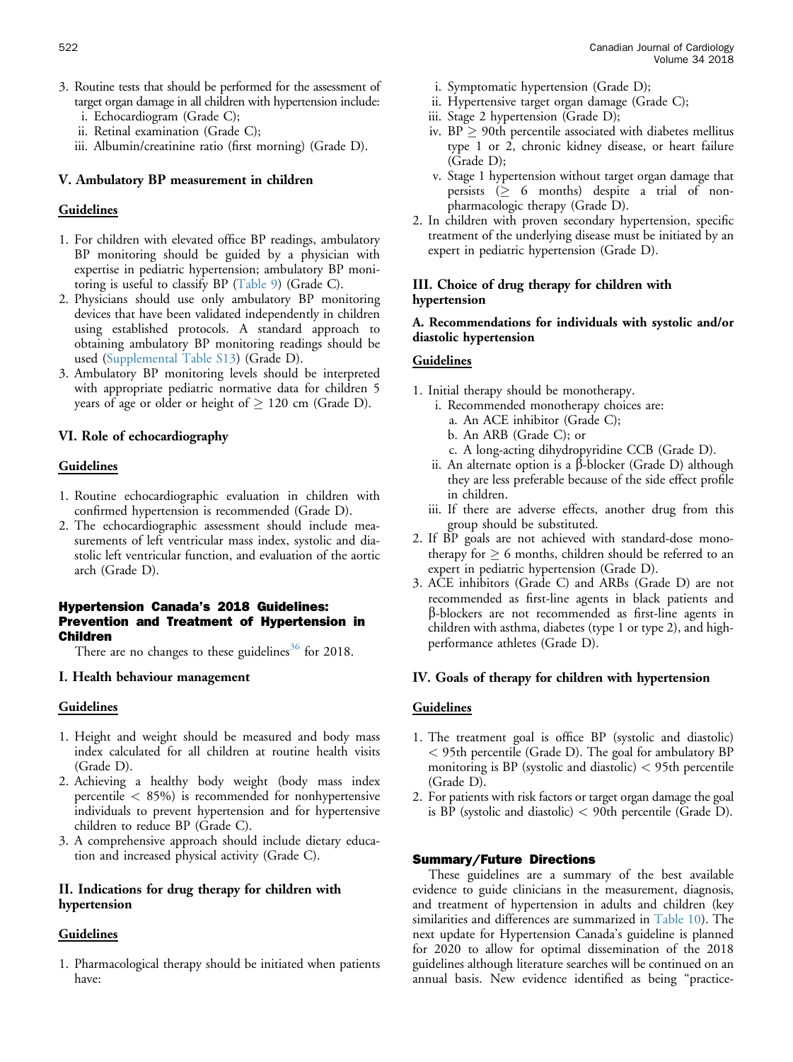3. Routine tests that should be performed for the assessment of target organ damage in all children with hypertension include:
   i. Echocardiogram (Grade C);
   ii. Retinal examination (Grade C);
   iii. Albumin/creatinine ratio (first morning) (Grade D).

### V. Ambulatory BP measurement in children

**Guidelines**

1. For children with elevated office BP readings, ambulatory BP monitoring should be guided by a physician with expertise in pediatric hypertension; ambulatory BP monitoring is useful to classify BP (Table 9) (Grade C).
2. Physicians should use only ambulatory BP monitoring devices that have been validated independently in children using established protocols. A standard approach to obtaining ambulatory BP monitoring readings should be used (Supplemental Table S13) (Grade D).
3. Ambulatory BP monitoring levels should be interpreted with appropriate pediatric normative data for children 5 years of age or older or height of ≥ 120 cm (Grade D).

### VI. Role of echocardiography

**Guidelines**

1. Routine echocardiographic evaluation in children with confirmed hypertension is recommended (Grade D).
2. The echocardiographic assessment should include measurements of left ventricular mass index, systolic and diastolic left ventricular function, and evaluation of the aortic arch (Grade D).

## Hypertension Canada's 2018 Guidelines: Prevention and Treatment of Hypertension in Children

There are no changes to these guidelines[36] for 2018.

### I. Health behaviour management

**Guidelines**

1. Height and weight should be measured and body mass index calculated for all children at routine health visits (Grade D).
2. Achieving a healthy body weight (body mass index percentile < 85%) is recommended for nonhypertensive individuals to prevent hypertension and for hypertensive children to reduce BP (Grade C).
3. A comprehensive approach should include dietary education and increased physical activity (Grade C).

### II. Indications for drug therapy for children with hypertension

**Guidelines**

1. Pharmacological therapy should be initiated when patients have:
   i. Symptomatic hypertension (Grade D);
   ii. Hypertensive target organ damage (Grade C);
   iii. Stage 2 hypertension (Grade D);
   iv. BP ≥ 90th percentile associated with diabetes mellitus type 1 or 2, chronic kidney disease, or heart failure (Grade D);
   v. Stage 1 hypertension without target organ damage that persists (≥ 6 months) despite a trial of nonpharmacologic therapy (Grade D).
2. In children with proven secondary hypertension, specific treatment of the underlying disease must be initiated by an expert in pediatric hypertension (Grade D).

### III. Choice of drug therapy for children with hypertension

#### A. Recommendations for individuals with systolic and/or diastolic hypertension

**Guidelines**

1. Initial therapy should be monotherapy.
   i. Recommended monotherapy choices are:
      a. An ACE inhibitor (Grade C);
      b. An ARB (Grade C); or
      c. A long-acting dihydropyridine CCB (Grade D).
   ii. An alternate option is a β-blocker (Grade D) although they are less preferable because of the side effect profile in children.
   iii. If there are adverse effects, another drug from this group should be substituted.
2. If BP goals are not achieved with standard-dose monotherapy for ≥ 6 months, children should be referred to an expert in pediatric hypertension (Grade D).
3. ACE inhibitors (Grade C) and ARBs (Grade D) are not recommended as first-line agents in black patients and β-blockers are not recommended as first-line agents in children with asthma, diabetes (type 1 or type 2), and high-performance athletes (Grade D).

### IV. Goals of therapy for children with hypertension

**Guidelines**

1. The treatment goal is office BP (systolic and diastolic) < 95th percentile (Grade D). The goal for ambulatory BP monitoring is BP (systolic and diastolic) < 95th percentile (Grade D).
2. For patients with risk factors or target organ damage the goal is BP (systolic and diastolic) < 90th percentile (Grade D).

## Summary/Future Directions

These guidelines are a summary of the best available evidence to guide clinicians in the measurement, diagnosis, and treatment of hypertension in adults and children (key similarities and differences are summarized in Table 10). The next update for Hypertension Canada's guideline is planned for 2020 to allow for optimal dissemination of the 2018 guidelines although literature searches will be continued on an annual basis. New evidence identified as being "practice-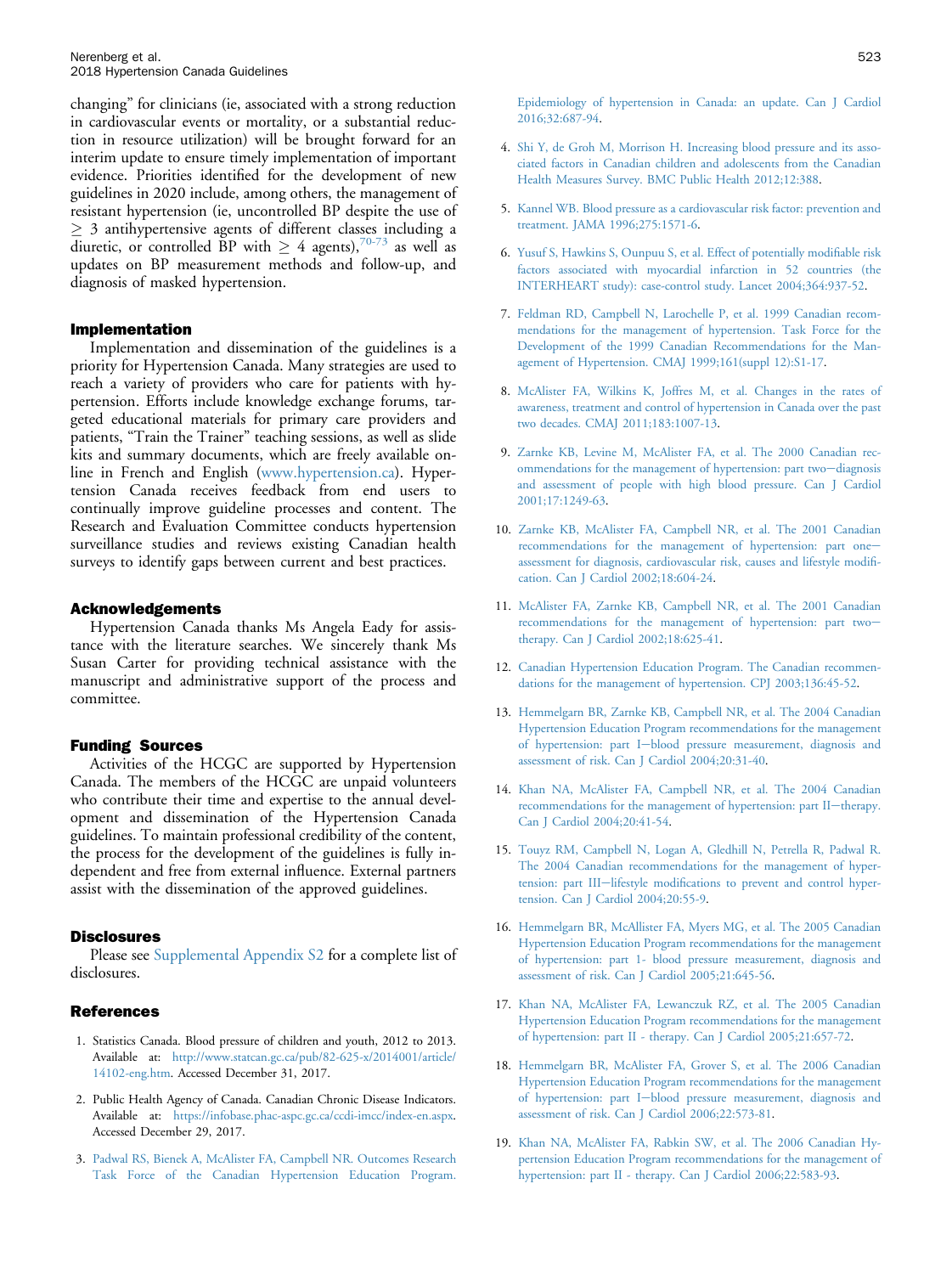changing" for clinicians (ie, associated with a strong reduction in cardiovascular events or mortality, or a substantial reduction in resource utilization) will be brought forward for an interim update to ensure timely implementation of important evidence. Priorities identified for the development of new guidelines in 2020 include, among others, the management of resistant hypertension (ie, uncontrolled BP despite the use of $\geq$ 3 antihypertensive agents of different classes including a diuretic, or controlled BP with $\geq$ 4 agents),[70-73] as well as updates on BP measurement methods and follow-up, and diagnosis of masked hypertension.

## Implementation

Implementation and dissemination of the guidelines is a priority for Hypertension Canada. Many strategies are used to reach a variety of providers who care for patients with hypertension. Efforts include knowledge exchange forums, targeted educational materials for primary care providers and patients, "Train the Trainer" teaching sessions, as well as slide kits and summary documents, which are freely available online in French and English (www.hypertension.ca). Hypertension Canada receives feedback from end users to continually improve guideline processes and content. The Research and Evaluation Committee conducts hypertension surveillance studies and reviews existing Canadian health surveys to identify gaps between current and best practices.

## Acknowledgements

Hypertension Canada thanks Ms Angela Eady for assistance with the literature searches. We sincerely thank Ms Susan Carter for providing technical assistance with the manuscript and administrative support of the process and committee.

## Funding Sources

Activities of the HCGC are supported by Hypertension Canada. The members of the HCGC are unpaid volunteers who contribute their time and expertise to the annual development and dissemination of the Hypertension Canada guidelines. To maintain professional credibility of the content, the process for the development of the guidelines is fully independent and free from external influence. External partners assist with the dissemination of the approved guidelines.

## Disclosures

Please see Supplemental Appendix S2 for a complete list of disclosures.

## References

1. Statistics Canada. Blood pressure of children and youth, 2012 to 2013. Available at: http://www.statcan.gc.ca/pub/82-625-x/2014001/article/14102-eng.htm. Accessed December 31, 2017.
2. Public Health Agency of Canada. Canadian Chronic Disease Indicators. Available at: https://infobase.phac-aspc.gc.ca/ccdi-imcc/index-en.aspx. Accessed December 29, 2017.
3. Padwal RS, Bienek A, McAlister FA, Campbell NR. Outcomes Research Task Force of the Canadian Hypertension Education Program. Epidemiology of hypertension in Canada: an update. Can J Cardiol 2016;32:687-94.
4. Shi Y, de Groh M, Morrison H. Increasing blood pressure and its associated factors in Canadian children and adolescents from the Canadian Health Measures Survey. BMC Public Health 2012;12:388.
5. Kannel WB. Blood pressure as a cardiovascular risk factor: prevention and treatment. JAMA 1996;275:1571-6.
6. Yusuf S, Hawkins S, Ounpuu S, et al. Effect of potentially modifiable risk factors associated with myocardial infarction in 52 countries (the INTERHEART study): case-control study. Lancet 2004;364:937-52.
7. Feldman RD, Campbell N, Larochelle P, et al. 1999 Canadian recommendations for the management of hypertension. Task Force for the Development of the 1999 Canadian Recommendations for the Management of Hypertension. CMAJ 1999;161(suppl 12):S1-17.
8. McAlister FA, Wilkins K, Joffres M, et al. Changes in the rates of awareness, treatment and control of hypertension in Canada over the past two decades. CMAJ 2011;183:1007-13.
9. Zarnke KB, Levine M, McAlister FA, et al. The 2000 Canadian recommendations for the management of hypertension: part two—diagnosis and assessment of people with high blood pressure. Can J Cardiol 2001;17:1249-63.
10. Zarnke KB, McAlister FA, Campbell NR, et al. The 2001 Canadian recommendations for the management of hypertension: part one—assessment for diagnosis, cardiovascular risk, causes and lifestyle modification. Can J Cardiol 2002;18:604-24.
11. McAlister FA, Zarnke KB, Campbell NR, et al. The 2001 Canadian recommendations for the management of hypertension: part two—therapy. Can J Cardiol 2002;18:625-41.
12. Canadian Hypertension Education Program. The Canadian recommendations for the management of hypertension. CPJ 2003;136:45-52.
13. Hemmelgarn BR, Zarnke KB, Campbell NR, et al. The 2004 Canadian Hypertension Education Program recommendations for the management of hypertension: part I—blood pressure measurement, diagnosis and assessment of risk. Can J Cardiol 2004;20:31-40.
14. Khan NA, McAlister FA, Campbell NR, et al. The 2004 Canadian recommendations for the management of hypertension: part II—therapy. Can J Cardiol 2004;20:41-54.
15. Touyz RM, Campbell N, Logan A, Gledhill N, Petrella R, Padwal R. The 2004 Canadian recommendations for the management of hypertension: part III—lifestyle modifications to prevent and control hypertension. Can J Cardiol 2004;20:55-9.
16. Hemmelgarn BR, McAllister FA, Myers MG, et al. The 2005 Canadian Hypertension Education Program recommendations for the management of hypertension: part 1- blood pressure measurement, diagnosis and assessment of risk. Can J Cardiol 2005;21:645-56.
17. Khan NA, McAlister FA, Lewanczuk RZ, et al. The 2005 Canadian Hypertension Education Program recommendations for the management of hypertension: part II - therapy. Can J Cardiol 2005;21:657-72.
18. Hemmelgarn BR, McAlister FA, Grover S, et al. The 2006 Canadian Hypertension Education Program recommendations for the management of hypertension: part I—blood pressure measurement, diagnosis and assessment of risk. Can J Cardiol 2006;22:573-81.
19. Khan NA, McAlister FA, Rabkin SW, et al. The 2006 Canadian Hypertension Education Program recommendations for the management of hypertension: part II - therapy. Can J Cardiol 2006;22:583-93.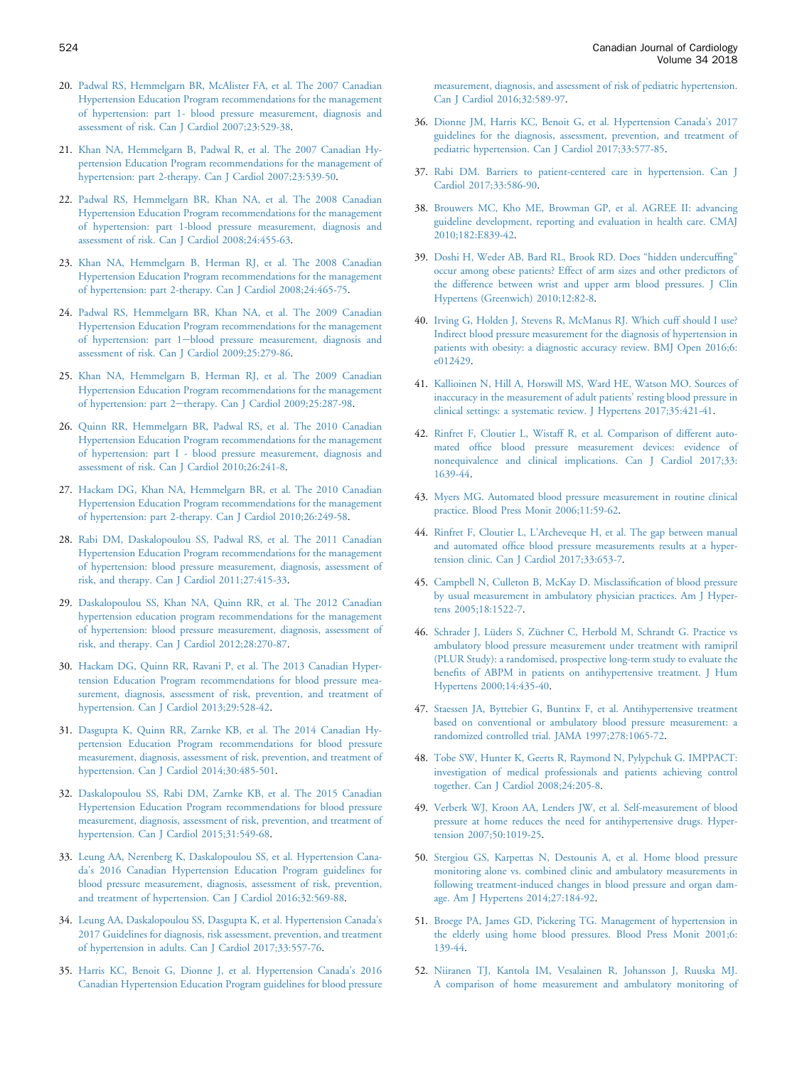20. Padwal RS, Hemmelgarn BR, McAlister FA, et al. The 2007 Canadian Hypertension Education Program recommendations for the management of hypertension: part 1- blood pressure measurement, diagnosis and assessment of risk. Can J Cardiol 2007;23:529-38.

21. Khan NA, Hemmelgarn B, Padwal R, et al. The 2007 Canadian Hypertension Education Program recommendations for the management of hypertension: part 2-therapy. Can J Cardiol 2007;23:539-50.

22. Padwal RS, Hemmelgarn BR, Khan NA, et al. The 2008 Canadian Hypertension Education Program recommendations for the management of hypertension: part 1-blood pressure measurement, diagnosis and assessment of risk. Can J Cardiol 2008;24:455-63.

23. Khan NA, Hemmelgarn B, Herman RJ, et al. The 2008 Canadian Hypertension Education Program recommendations for the management of hypertension: part 2-therapy. Can J Cardiol 2008;24:465-75.

24. Padwal RS, Hemmelgarn BR, Khan NA, et al. The 2009 Canadian Hypertension Education Program recommendations for the management of hypertension: part 1—blood pressure measurement, diagnosis and assessment of risk. Can J Cardiol 2009;25:279-86.

25. Khan NA, Hemmelgarn B, Herman RJ, et al. The 2009 Canadian Hypertension Education Program recommendations for the management of hypertension: part 2—therapy. Can J Cardiol 2009;25:287-98.

26. Quinn RR, Hemmelgarn BR, Padwal RS, et al. The 2010 Canadian Hypertension Education Program recommendations for the management of hypertension: part I - blood pressure measurement, diagnosis and assessment of risk. Can J Cardiol 2010;26:241-8.

27. Hackam DG, Khan NA, Hemmelgarn BR, et al. The 2010 Canadian Hypertension Education Program recommendations for the management of hypertension: part 2-therapy. Can J Cardiol 2010;26:249-58.

28. Rabi DM, Daskalopoulou SS, Padwal RS, et al. The 2011 Canadian Hypertension Education Program recommendations for the management of hypertension: blood pressure measurement, diagnosis, assessment of risk, and therapy. Can J Cardiol 2011;27:415-33.

29. Daskalopoulou SS, Khan NA, Quinn RR, et al. The 2012 Canadian hypertension education program recommendations for the management of hypertension: blood pressure measurement, diagnosis, assessment of risk, and therapy. Can J Cardiol 2012;28:270-87.

30. Hackam DG, Quinn RR, Ravani P, et al. The 2013 Canadian Hypertension Education Program recommendations for blood pressure measurement, diagnosis, assessment of risk, prevention, and treatment of hypertension. Can J Cardiol 2013;29:528-42.

31. Dasgupta K, Quinn RR, Zarnke KB, et al. The 2014 Canadian Hypertension Education Program recommendations for blood pressure measurement, diagnosis, assessment of risk, prevention, and treatment of hypertension. Can J Cardiol 2014;30:485-501.

32. Daskalopoulou SS, Rabi DM, Zarnke KB, et al. The 2015 Canadian Hypertension Education Program recommendations for blood pressure measurement, diagnosis, assessment of risk, prevention, and treatment of hypertension. Can J Cardiol 2015;31:549-68.

33. Leung AA, Nerenberg K, Daskalopoulou SS, et al. Hypertension Canada's 2016 Canadian Hypertension Education Program guidelines for blood pressure measurement, diagnosis, assessment of risk, prevention, and treatment of hypertension. Can J Cardiol 2016;32:569-88.

34. Leung AA, Daskalopoulou SS, Dasgupta K, et al. Hypertension Canada's 2017 Guidelines for diagnosis, risk assessment, prevention, and treatment of hypertension in adults. Can J Cardiol 2017;33:557-76.

35. Harris KC, Benoit G, Dionne J, et al. Hypertension Canada's 2016 Canadian Hypertension Education Program guidelines for blood pressure measurement, diagnosis, and assessment of risk of pediatric hypertension. Can J Cardiol 2016;32:589-97.

36. Dionne JM, Harris KC, Benoit G, et al. Hypertension Canada's 2017 guidelines for the diagnosis, assessment, prevention, and treatment of pediatric hypertension. Can J Cardiol 2017;33:577-85.

37. Rabi DM. Barriers to patient-centered care in hypertension. Can J Cardiol 2017;33:586-90.

38. Brouwers MC, Kho ME, Browman GP, et al. AGREE II: advancing guideline development, reporting and evaluation in health care. CMAJ 2010;182:E839-42.

39. Doshi H, Weder AB, Bard RL, Brook RD. Does "hidden undercuffing" occur among obese patients? Effect of arm sizes and other predictors of the difference between wrist and upper arm blood pressures. J Clin Hypertens (Greenwich) 2010;12:82-8.

40. Irving G, Holden J, Stevens R, McManus RJ. Which cuff should I use? Indirect blood pressure measurement for the diagnosis of hypertension in patients with obesity: a diagnostic accuracy review. BMJ Open 2016;6: e012429.

41. Kallioinen N, Hill A, Horswill MS, Ward HE, Watson MO. Sources of inaccuracy in the measurement of adult patients' resting blood pressure in clinical settings: a systematic review. J Hypertens 2017;35:421-41.

42. Rinfret F, Cloutier L, Wistaff R, et al. Comparison of different automated office blood pressure measurement devices: evidence of nonequivalence and clinical implications. Can J Cardiol 2017;33: 1639-44.

43. Myers MG. Automated blood pressure measurement in routine clinical practice. Blood Press Monit 2006;11:59-62.

44. Rinfret F, Cloutier L, L'Archeveque H, et al. The gap between manual and automated office blood pressure measurements results at a hypertension clinic. Can J Cardiol 2017;33:653-7.

45. Campbell N, Culleton B, McKay D. Misclassification of blood pressure by usual measurement in ambulatory physician practices. Am J Hypertens 2005;18:1522-7.

46. Schrader J, Lüders S, Züchner C, Herbold M, Schrandt G. Practice vs ambulatory blood pressure measurement under treatment with ramipril (PLUR Study): a randomised, prospective long-term study to evaluate the benefits of ABPM in patients on antihypertensive treatment. J Hum Hypertens 2000;14:435-40.

47. Staessen JA, Byttebier G, Buntinx F, et al. Antihypertensive treatment based on conventional or ambulatory blood pressure measurement: a randomized controlled trial. JAMA 1997;278:1065-72.

48. Tobe SW, Hunter K, Geerts R, Raymond N, Pylypchuk G. IMPPACT: investigation of medical professionals and patients achieving control together. Can J Cardiol 2008;24:205-8.

49. Verberk WJ, Kroon AA, Lenders JW, et al. Self-measurement of blood pressure at home reduces the need for antihypertensive drugs. Hypertension 2007;50:1019-25.

50. Stergiou GS, Karpettas N, Destounis A, et al. Home blood pressure monitoring alone vs. combined clinic and ambulatory measurements in following treatment-induced changes in blood pressure and organ damage. Am J Hypertens 2014;27:184-92.

51. Broege PA, James GD, Pickering TG. Management of hypertension in the elderly using home blood pressures. Blood Press Monit 2001;6: 139-44.

52. Niiranen TJ, Kantola IM, Vesalainen R, Johansson J, Ruuska MJ. A comparison of home measurement and ambulatory monitoring of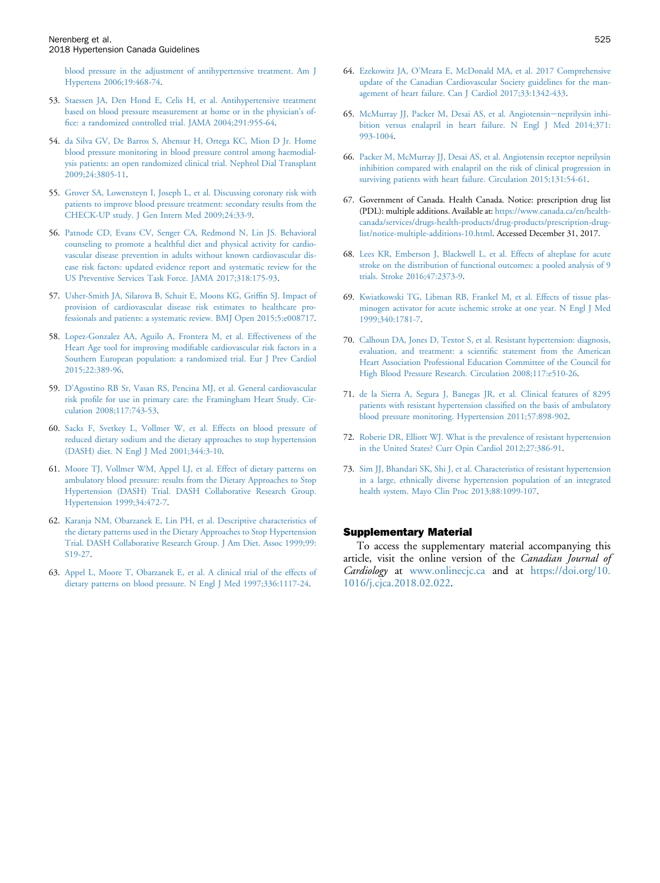blood pressure in the adjustment of antihypertensive treatment. Am J Hypertens 2006;19:468-74.

53. Staessen JA, Den Hond E, Celis H, et al. Antihypertensive treatment based on blood pressure measurement at home or in the physician's office: a randomized controlled trial. JAMA 2004;291:955-64.

54. da Silva GV, De Barros S, Abensur H, Ortega KC, Mion D Jr. Home blood pressure monitoring in blood pressure control among haemodialysis patients: an open randomized clinical trial. Nephrol Dial Transplant 2009;24:3805-11.

55. Grover SA, Lowensteyn I, Joseph L, et al. Discussing coronary risk with patients to improve blood pressure treatment: secondary results from the CHECK-UP study. J Gen Intern Med 2009;24:33-9.

56. Patnode CD, Evans CV, Senger CA, Redmond N, Lin JS. Behavioral counseling to promote a healthful diet and physical activity for cardiovascular disease prevention in adults without known cardiovascular disease risk factors: updated evidence report and systematic review for the US Preventive Services Task Force. JAMA 2017;318:175-93.

57. Usher-Smith JA, Silarova B, Schuit E, Moons KG, Griffin SJ. Impact of provision of cardiovascular disease risk estimates to healthcare professionals and patients: a systematic review. BMJ Open 2015;5:e008717.

58. Lopez-Gonzalez AA, Aguilo A, Frontera M, et al. Effectiveness of the Heart Age tool for improving modifiable cardiovascular risk factors in a Southern European population: a randomized trial. Eur J Prev Cardiol 2015;22:389-96.

59. D'Agostino RB Sr, Vasan RS, Pencina MJ, et al. General cardiovascular risk profile for use in primary care: the Framingham Heart Study. Circulation 2008;117:743-53.

60. Sacks F, Svetkey L, Vollmer W, et al. Effects on blood pressure of reduced dietary sodium and the dietary approaches to stop hypertension (DASH) diet. N Engl J Med 2001;344:3-10.

61. Moore TJ, Vollmer WM, Appel LJ, et al. Effect of dietary patterns on ambulatory blood pressure: results from the Dietary Approaches to Stop Hypertension (DASH) Trial. DASH Collaborative Research Group. Hypertension 1999;34:472-7.

62. Karanja NM, Obarzanek E, Lin PH, et al. Descriptive characteristics of the dietary patterns used in the Dietary Approaches to Stop Hypertension Trial. DASH Collaborative Research Group. J Am Diet. Assoc 1999;99: S19-27.

63. Appel L, Moore T, Obarzanek E, et al. A clinical trial of the effects of dietary patterns on blood pressure. N Engl J Med 1997;336:1117-24.

64. Ezekowitz JA, O'Meara E, McDonald MA, et al. 2017 Comprehensive update of the Canadian Cardiovascular Society guidelines for the management of heart failure. Can J Cardiol 2017;33:1342-433.

65. McMurray JJ, Packer M, Desai AS, et al. Angiotensin–neprilysin inhibition versus enalapril in heart failure. N Engl J Med 2014;371: 993-1004.

66. Packer M, McMurray JJ, Desai AS, et al. Angiotensin receptor neprilysin inhibition compared with enalapril on the risk of clinical progression in surviving patients with heart failure. Circulation 2015;131:54-61.

67. Government of Canada. Health Canada. Notice: prescription drug list (PDL): multiple additions. Available at: https://www.canada.ca/en/health-canada/services/drugs-health-products/drug-products/prescription-drug-list/notice-multiple-additions-10.html. Accessed December 31, 2017.

68. Lees KR, Emberson J, Blackwell L, et al. Effects of alteplase for acute stroke on the distribution of functional outcomes: a pooled analysis of 9 trials. Stroke 2016;47:2373-9.

69. Kwiatkowski TG, Libman RB, Frankel M, et al. Effects of tissue plasminogen activator for acute ischemic stroke at one year. N Engl J Med 1999;340:1781-7.

70. Calhoun DA, Jones D, Textor S, et al. Resistant hypertension: diagnosis, evaluation, and treatment: a scientific statement from the American Heart Association Professional Education Committee of the Council for High Blood Pressure Research. Circulation 2008;117:e510-26.

71. de la Sierra A, Segura J, Banegas JR, et al. Clinical features of 8295 patients with resistant hypertension classified on the basis of ambulatory blood pressure monitoring. Hypertension 2011;57:898-902.

72. Roberie DR, Elliott WJ. What is the prevalence of resistant hypertension in the United States? Curr Opin Cardiol 2012;27:386-91.

73. Sim JJ, Bhandari SK, Shi J, et al. Characteristics of resistant hypertension in a large, ethnically diverse hypertension population of an integrated health system. Mayo Clin Proc 2013;88:1099-107.

## Supplementary Material

To access the supplementary material accompanying this article, visit the online version of the *Canadian Journal of Cardiology* at www.onlinecjc.ca and at https://doi.org/10.1016/j.cjca.2018.02.022.